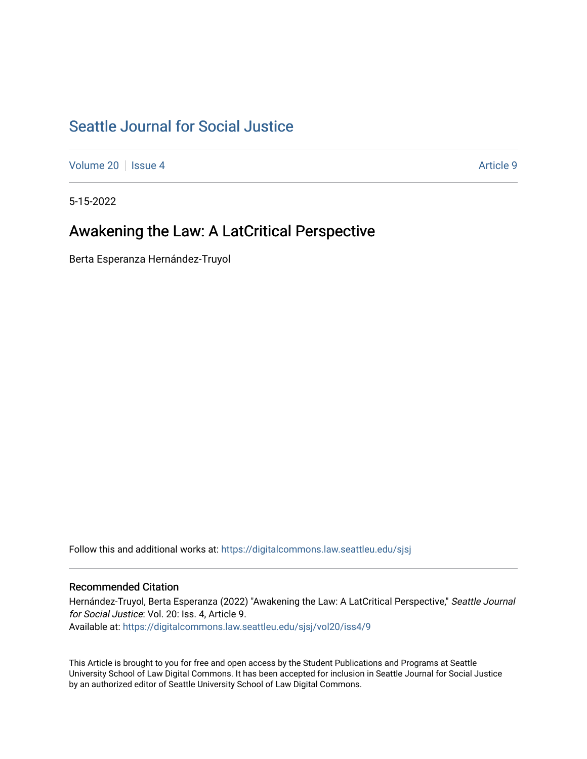# Seattle Journal for Social Justice

Volume 20 | Issue 4 | Article 9

5-15-2022

## Awakening the Law: A LatCritical Perspective

Berta Esperanza Hernández-Truyol

Follow this and additional works at: https://digitalcommons.law.seattleu.edu/sjsj

### Recommended Citation

Hernández-Truyol, Berta Esperanza (2022) "Awakening the Law: A LatCritical Perspective," *Seattle Journal for Social Justice*: Vol. 20: Iss. 4, Article 9.
Available at: https://digitalcommons.law.seattleu.edu/sjsj/vol20/iss4/9

This Article is brought to you for free and open access by the Student Publications and Programs at Seattle University School of Law Digital Commons. It has been accepted for inclusion in Seattle Journal for Social Justice by an authorized editor of Seattle University School of Law Digital Commons.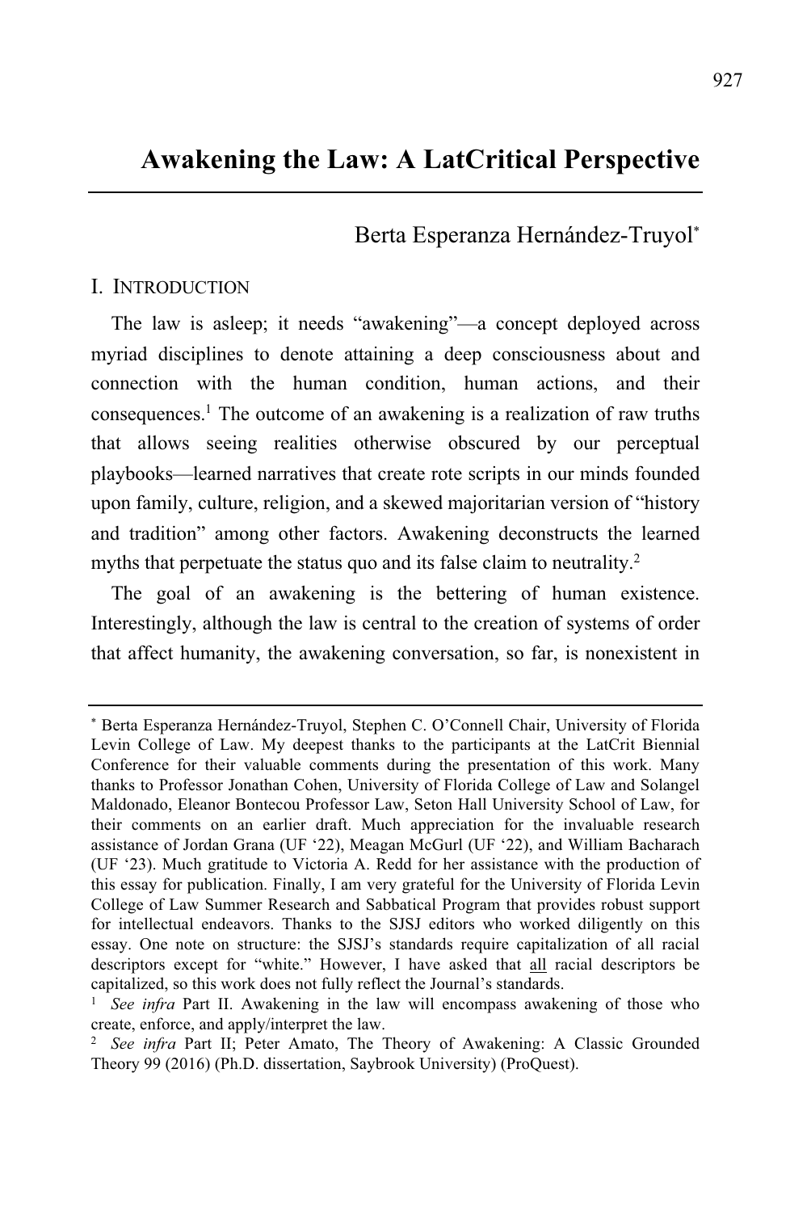# Awakening the Law: A LatCritical Perspective

Berta Esperanza Hernández-Truyol[*]

## I. Introduction

The law is asleep; it needs "awakening"—a concept deployed across myriad disciplines to denote attaining a deep consciousness about and connection with the human condition, human actions, and their consequences.[1] The outcome of an awakening is a realization of raw truths that allows seeing realities otherwise obscured by our perceptual playbooks—learned narratives that create rote scripts in our minds founded upon family, culture, religion, and a skewed majoritarian version of "history and tradition" among other factors. Awakening deconstructs the learned myths that perpetuate the status quo and its false claim to neutrality.[2]

The goal of an awakening is the bettering of human existence. Interestingly, although the law is central to the creation of systems of order that affect humanity, the awakening conversation, so far, is nonexistent in

---

[*] Berta Esperanza Hernández-Truyol, Stephen C. O'Connell Chair, University of Florida Levin College of Law. My deepest thanks to the participants at the LatCrit Biennial Conference for their valuable comments during the presentation of this work. Many thanks to Professor Jonathan Cohen, University of Florida College of Law and Solangel Maldonado, Eleanor Bontecou Professor Law, Seton Hall University School of Law, for their comments on an earlier draft. Much appreciation for the invaluable research assistance of Jordan Grana (UF '22), Meagan McGurl (UF '22), and William Bacharach (UF '23). Much gratitude to Victoria A. Redd for her assistance with the production of this essay for publication. Finally, I am very grateful for the University of Florida Levin College of Law Summer Research and Sabbatical Program that provides robust support for intellectual endeavors. Thanks to the SJSJ editors who worked diligently on this essay. One note on structure: the SJSJ's standards require capitalization of all racial descriptors except for "white." However, I have asked that <u>all</u> racial descriptors be capitalized, so this work does not fully reflect the Journal's standards.

[1] *See infra* Part II. Awakening in the law will encompass awakening of those who create, enforce, and apply/interpret the law.

[2] *See infra* Part II; Peter Amato, The Theory of Awakening: A Classic Grounded Theory 99 (2016) (Ph.D. dissertation, Saybrook University) (ProQuest).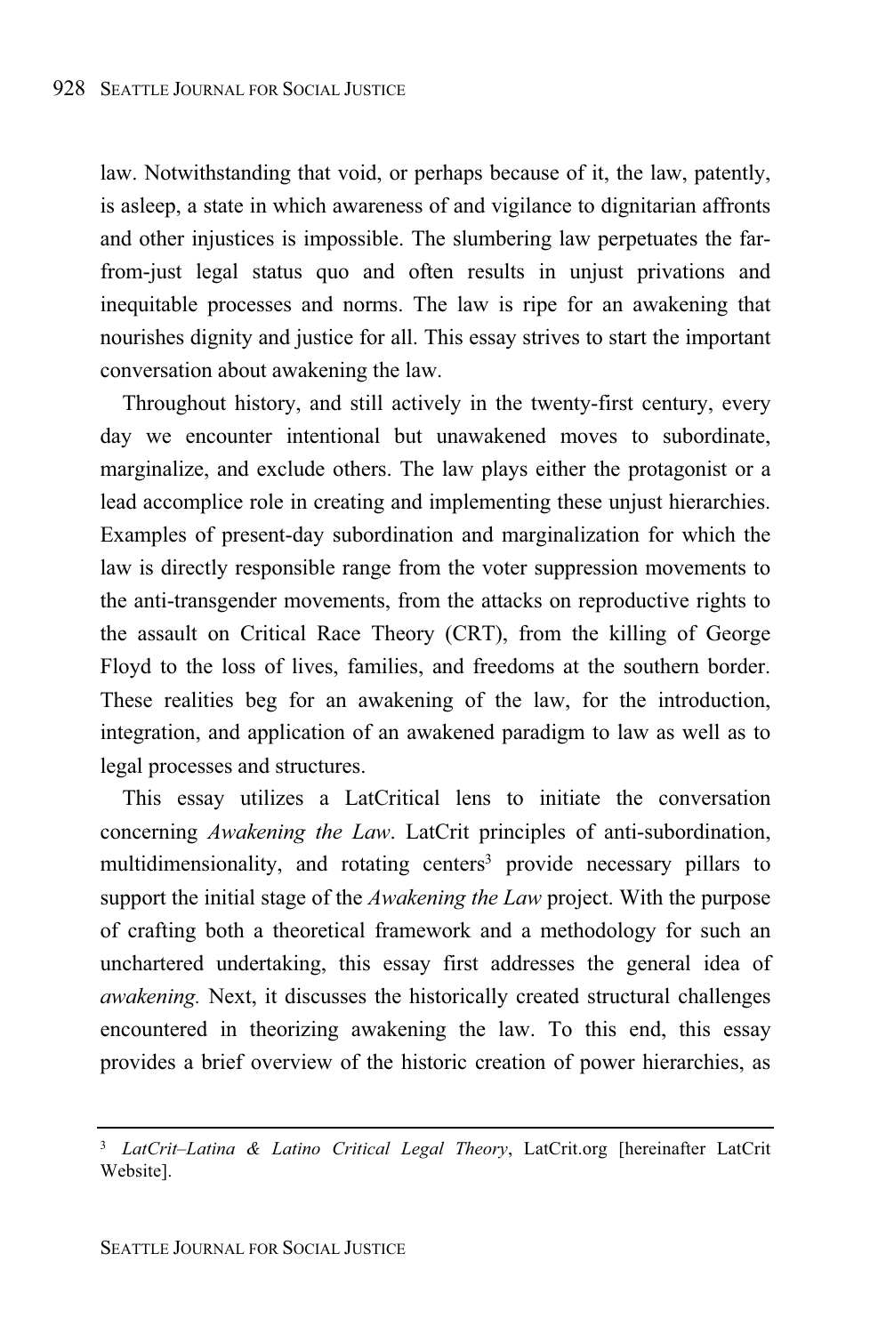law. Notwithstanding that void, or perhaps because of it, the law, patently, is asleep, a state in which awareness of and vigilance to dignitarian affronts and other injustices is impossible. The slumbering law perpetuates the far-from-just legal status quo and often results in unjust privations and inequitable processes and norms. The law is ripe for an awakening that nourishes dignity and justice for all. This essay strives to start the important conversation about awakening the law.

Throughout history, and still actively in the twenty-first century, every day we encounter intentional but unawakened moves to subordinate, marginalize, and exclude others. The law plays either the protagonist or a lead accomplice role in creating and implementing these unjust hierarchies. Examples of present-day subordination and marginalization for which the law is directly responsible range from the voter suppression movements to the anti-transgender movements, from the attacks on reproductive rights to the assault on Critical Race Theory (CRT), from the killing of George Floyd to the loss of lives, families, and freedoms at the southern border. These realities beg for an awakening of the law, for the introduction, integration, and application of an awakened paradigm to law as well as to legal processes and structures.

This essay utilizes a LatCritical lens to initiate the conversation concerning *Awakening the Law*. LatCrit principles of anti-subordination, multidimensionality, and rotating centers[3] provide necessary pillars to support the initial stage of the *Awakening the Law* project. With the purpose of crafting both a theoretical framework and a methodology for such an unchartered undertaking, this essay first addresses the general idea of *awakening.* Next, it discusses the historically created structural challenges encountered in theorizing awakening the law. To this end, this essay provides a brief overview of the historic creation of power hierarchies, as

---

[3] *LatCrit–Latina & Latino Critical Legal Theory*, LatCrit.org [hereinafter LatCrit Website].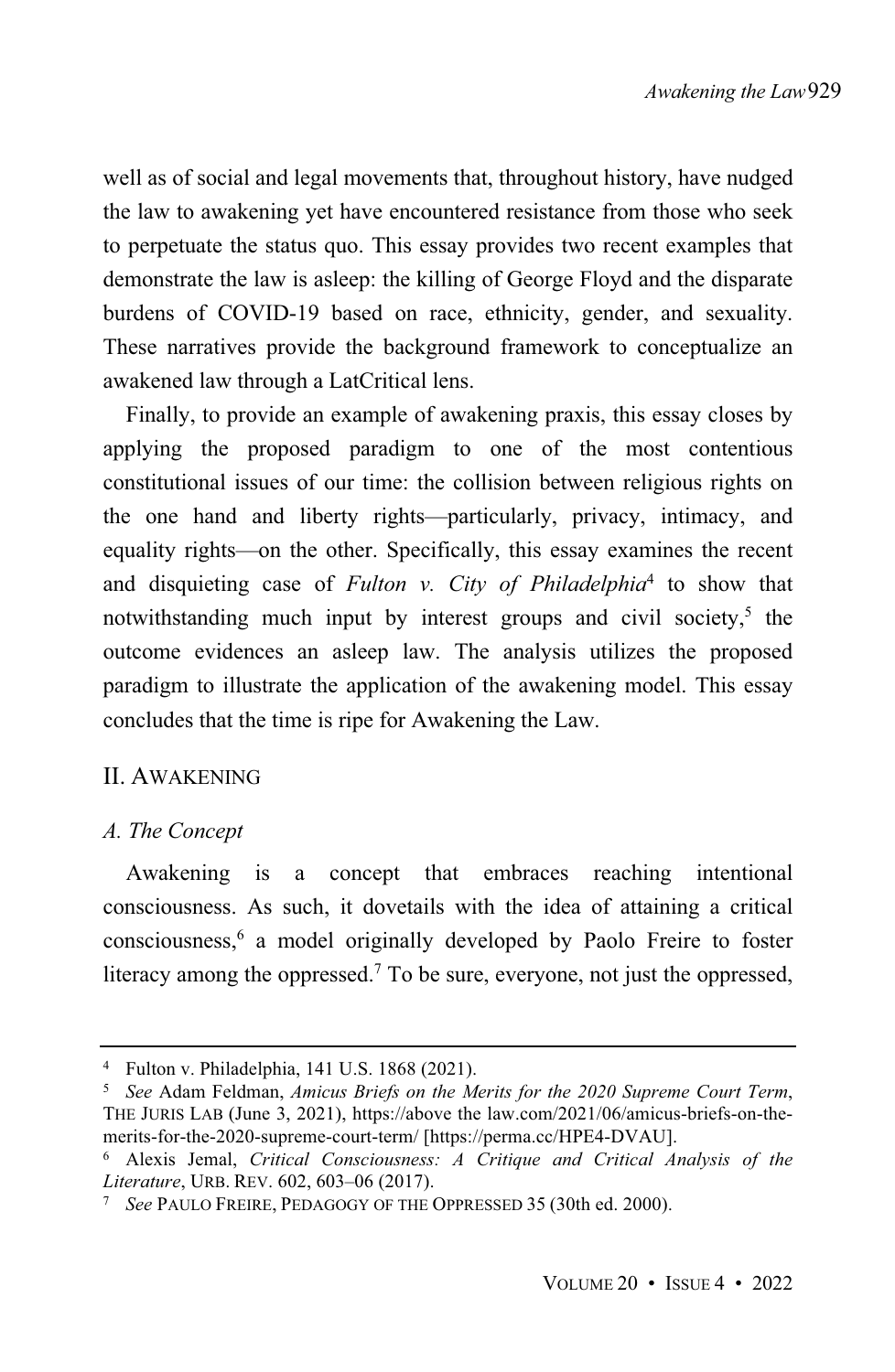well as of social and legal movements that, throughout history, have nudged the law to awakening yet have encountered resistance from those who seek to perpetuate the status quo. This essay provides two recent examples that demonstrate the law is asleep: the killing of George Floyd and the disparate burdens of COVID-19 based on race, ethnicity, gender, and sexuality. These narratives provide the background framework to conceptualize an awakened law through a LatCritical lens.

Finally, to provide an example of awakening praxis, this essay closes by applying the proposed paradigm to one of the most contentious constitutional issues of our time: the collision between religious rights on the one hand and liberty rights—particularly, privacy, intimacy, and equality rights—on the other. Specifically, this essay examines the recent and disquieting case of *Fulton v. City of Philadelphia*[4] to show that notwithstanding much input by interest groups and civil society,[5] the outcome evidences an asleep law. The analysis utilizes the proposed paradigm to illustrate the application of the awakening model. This essay concludes that the time is ripe for Awakening the Law.

## II. AWAKENING

### *A. The Concept*

Awakening is a concept that embraces reaching intentional consciousness. As such, it dovetails with the idea of attaining a critical consciousness,[6] a model originally developed by Paolo Freire to foster literacy among the oppressed.[7] To be sure, everyone, not just the oppressed,

---

[4] Fulton v. Philadelphia, 141 U.S. 1868 (2021).

[5] *See* Adam Feldman, *Amicus Briefs on the Merits for the 2020 Supreme Court Term*, THE JURIS LAB (June 3, 2021), https://above the law.com/2021/06/amicus-briefs-on-the-merits-for-the-2020-supreme-court-term/ [https://perma.cc/HPE4-DVAU].

[6] Alexis Jemal, *Critical Consciousness: A Critique and Critical Analysis of the Literature*, URB. REV. 602, 603–06 (2017).

[7] *See* PAULO FREIRE, PEDAGOGY OF THE OPPRESSED 35 (30th ed. 2000).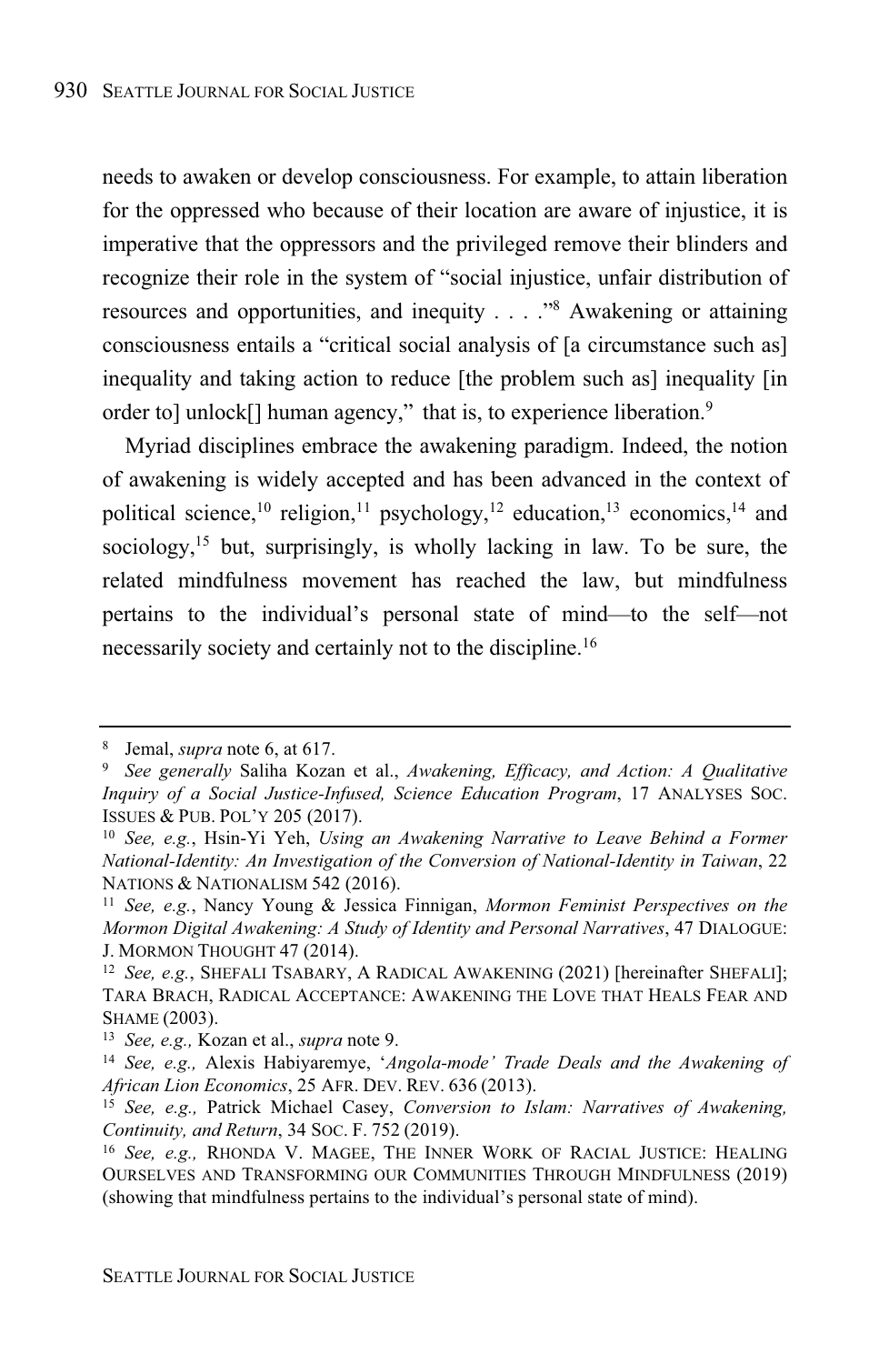needs to awaken or develop consciousness. For example, to attain liberation for the oppressed who because of their location are aware of injustice, it is imperative that the oppressors and the privileged remove their blinders and recognize their role in the system of "social injustice, unfair distribution of resources and opportunities, and inequity . . . ."[8] Awakening or attaining consciousness entails a "critical social analysis of [a circumstance such as] inequality and taking action to reduce [the problem such as] inequality [in order to] unlock[] human agency," that is, to experience liberation.[9]

Myriad disciplines embrace the awakening paradigm. Indeed, the notion of awakening is widely accepted and has been advanced in the context of political science,[10] religion,[11] psychology,[12] education,[13] economics,[14] and sociology,[15] but, surprisingly, is wholly lacking in law. To be sure, the related mindfulness movement has reached the law, but mindfulness pertains to the individual's personal state of mind—to the self—not necessarily society and certainly not to the discipline.[16]

---

[8] Jemal, *supra* note 6, at 617.

[9] *See generally* Saliha Kozan et al., *Awakening, Efficacy, and Action: A Qualitative Inquiry of a Social Justice-Infused, Science Education Program*, 17 ANALYSES SOC. ISSUES & PUB. POL'Y 205 (2017).

[10] *See, e.g.*, Hsin-Yi Yeh, *Using an Awakening Narrative to Leave Behind a Former National-Identity: An Investigation of the Conversion of National-Identity in Taiwan*, 22 NATIONS & NATIONALISM 542 (2016).

[11] *See, e.g.*, Nancy Young & Jessica Finnigan, *Mormon Feminist Perspectives on the Mormon Digital Awakening: A Study of Identity and Personal Narratives*, 47 DIALOGUE: J. MORMON THOUGHT 47 (2014).

[12] *See, e.g.*, SHEFALI TSABARY, A RADICAL AWAKENING (2021) [hereinafter SHEFALI]; TARA BRACH, RADICAL ACCEPTANCE: AWAKENING THE LOVE THAT HEALS FEAR AND SHAME (2003).

[13] *See, e.g.,* Kozan et al., *supra* note 9.

[14] *See, e.g.,* Alexis Habiyaremye, *'Angola-mode' Trade Deals and the Awakening of African Lion Economics*, 25 AFR. DEV. REV. 636 (2013).

[15] *See, e.g.,* Patrick Michael Casey, *Conversion to Islam: Narratives of Awakening, Continuity, and Return*, 34 SOC. F. 752 (2019).

[16] *See, e.g.,* RHONDA V. MAGEE, THE INNER WORK OF RACIAL JUSTICE: HEALING OURSELVES AND TRANSFORMING OUR COMMUNITIES THROUGH MINDFULNESS (2019) (showing that mindfulness pertains to the individual's personal state of mind).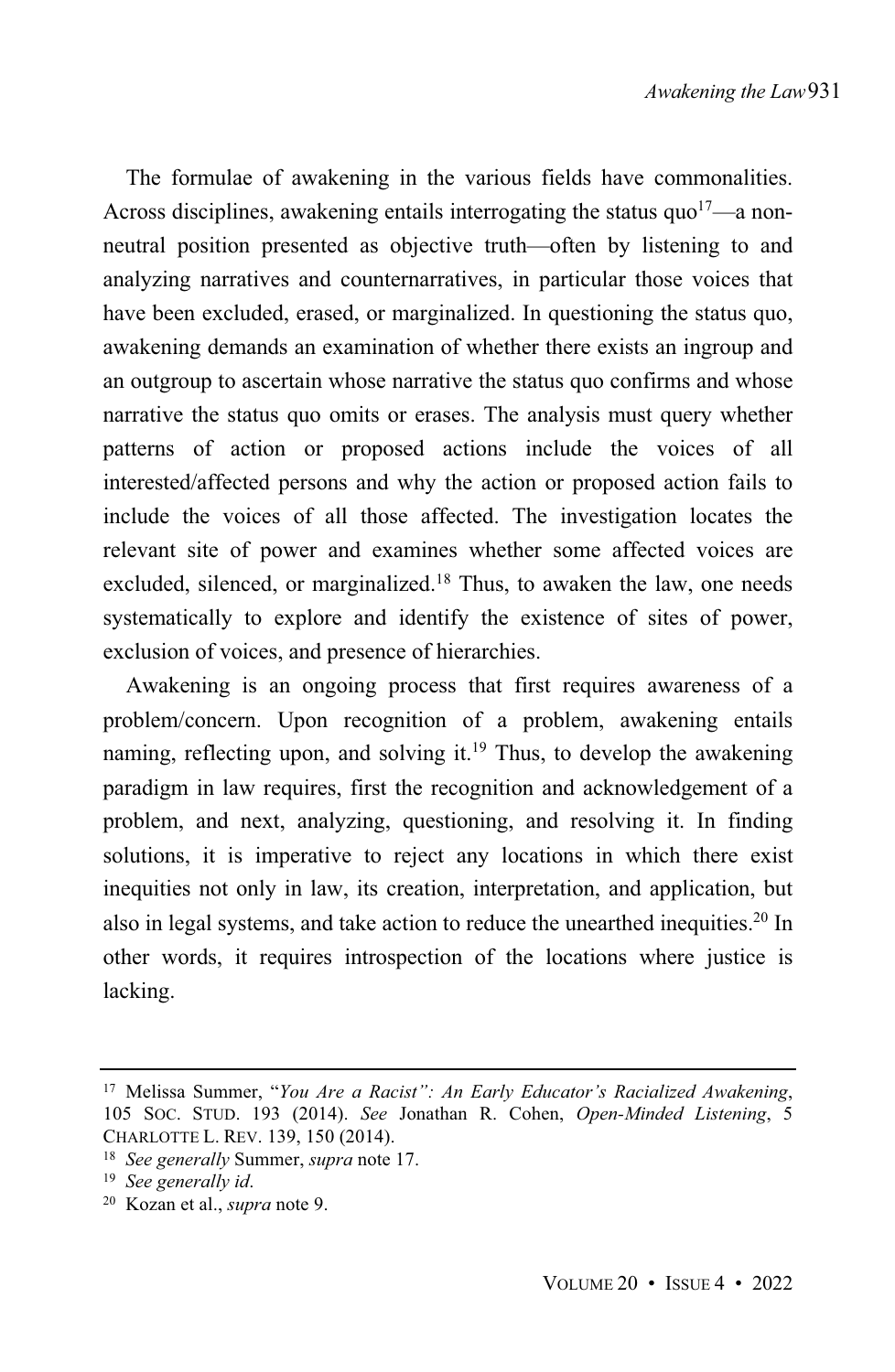The formulae of awakening in the various fields have commonalities. Across disciplines, awakening entails interrogating the status quo[17]—a non-neutral position presented as objective truth—often by listening to and analyzing narratives and counternarratives, in particular those voices that have been excluded, erased, or marginalized. In questioning the status quo, awakening demands an examination of whether there exists an ingroup and an outgroup to ascertain whose narrative the status quo confirms and whose narrative the status quo omits or erases. The analysis must query whether patterns of action or proposed actions include the voices of all interested/affected persons and why the action or proposed action fails to include the voices of all those affected. The investigation locates the relevant site of power and examines whether some affected voices are excluded, silenced, or marginalized.[18] Thus, to awaken the law, one needs systematically to explore and identify the existence of sites of power, exclusion of voices, and presence of hierarchies.

Awakening is an ongoing process that first requires awareness of a problem/concern. Upon recognition of a problem, awakening entails naming, reflecting upon, and solving it.[19] Thus, to develop the awakening paradigm in law requires, first the recognition and acknowledgement of a problem, and next, analyzing, questioning, and resolving it. In finding solutions, it is imperative to reject any locations in which there exist inequities not only in law, its creation, interpretation, and application, but also in legal systems, and take action to reduce the unearthed inequities.[20] In other words, it requires introspection of the locations where justice is lacking.

---

[17] Melissa Summer, "*You Are a Racist": An Early Educator's Racialized Awakening*, 105 SOC. STUD. 193 (2014). *See* Jonathan R. Cohen, *Open-Minded Listening*, 5 CHARLOTTE L. REV. 139, 150 (2014).

[18] *See generally* Summer, *supra* note 17.

[19] *See generally id*.

[20] Kozan et al., *supra* note 9.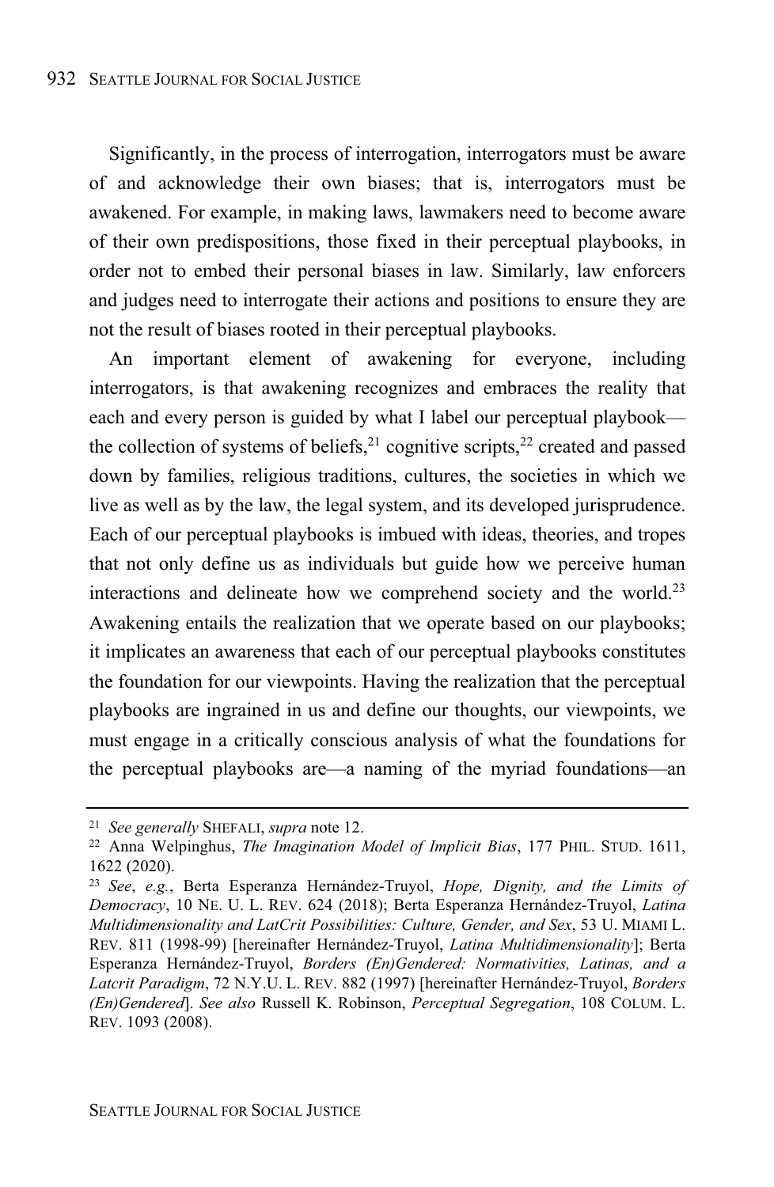Significantly, in the process of interrogation, interrogators must be aware of and acknowledge their own biases; that is, interrogators must be awakened. For example, in making laws, lawmakers need to become aware of their own predispositions, those fixed in their perceptual playbooks, in order not to embed their personal biases in law. Similarly, law enforcers and judges need to interrogate their actions and positions to ensure they are not the result of biases rooted in their perceptual playbooks.

An important element of awakening for everyone, including interrogators, is that awakening recognizes and embraces the reality that each and every person is guided by what I label our perceptual playbook—the collection of systems of beliefs,[21] cognitive scripts,[22] created and passed down by families, religious traditions, cultures, the societies in which we live as well as by the law, the legal system, and its developed jurisprudence. Each of our perceptual playbooks is imbued with ideas, theories, and tropes that not only define us as individuals but guide how we perceive human interactions and delineate how we comprehend society and the world.[23] Awakening entails the realization that we operate based on our playbooks; it implicates an awareness that each of our perceptual playbooks constitutes the foundation for our viewpoints. Having the realization that the perceptual playbooks are ingrained in us and define our thoughts, our viewpoints, we must engage in a critically conscious analysis of what the foundations for the perceptual playbooks are—a naming of the myriad foundations—an

---

[21] *See generally* SHEFALI, *supra* note 12.

[22] Anna Welpinghus, *The Imagination Model of Implicit Bias*, 177 PHIL. STUD. 1611, 1622 (2020).

[23] *See*, *e.g.*, Berta Esperanza Hernández-Truyol, *Hope, Dignity, and the Limits of Democracy*, 10 NE. U. L. REV. 624 (2018); Berta Esperanza Hernández-Truyol, *Latina Multidimensionality and LatCrit Possibilities: Culture, Gender, and Sex*, 53 U. MIAMI L. REV. 811 (1998-99) [hereinafter Hernández-Truyol, *Latina Multidimensionality*]; Berta Esperanza Hernández-Truyol, *Borders (En)Gendered: Normativities, Latinas, and a Latcrit Paradigm*, 72 N.Y.U. L. REV. 882 (1997) [hereinafter Hernández-Truyol, *Borders (En)Gendered*]. *See also* Russell K. Robinson, *Perceptual Segregation*, 108 COLUM. L. REV. 1093 (2008).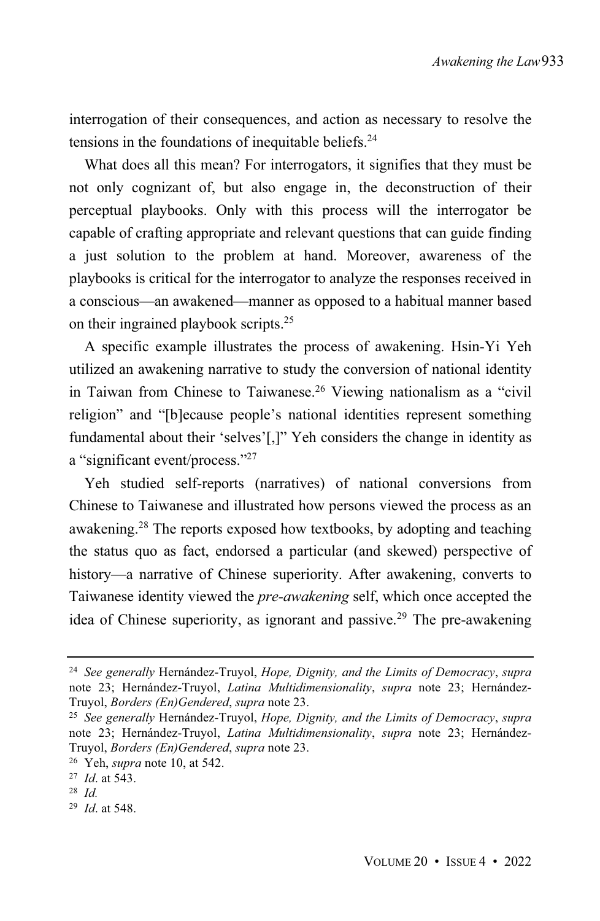interrogation of their consequences, and action as necessary to resolve the tensions in the foundations of inequitable beliefs.[24]

What does all this mean? For interrogators, it signifies that they must be not only cognizant of, but also engage in, the deconstruction of their perceptual playbooks. Only with this process will the interrogator be capable of crafting appropriate and relevant questions that can guide finding a just solution to the problem at hand. Moreover, awareness of the playbooks is critical for the interrogator to analyze the responses received in a conscious—an awakened—manner as opposed to a habitual manner based on their ingrained playbook scripts.[25]

A specific example illustrates the process of awakening. Hsin-Yi Yeh utilized an awakening narrative to study the conversion of national identity in Taiwan from Chinese to Taiwanese.[26] Viewing nationalism as a "civil religion" and "[b]ecause people's national identities represent something fundamental about their 'selves'[,]" Yeh considers the change in identity as a "significant event/process."[27]

Yeh studied self-reports (narratives) of national conversions from Chinese to Taiwanese and illustrated how persons viewed the process as an awakening.[28] The reports exposed how textbooks, by adopting and teaching the status quo as fact, endorsed a particular (and skewed) perspective of history—a narrative of Chinese superiority. After awakening, converts to Taiwanese identity viewed the *pre-awakening* self, which once accepted the idea of Chinese superiority, as ignorant and passive.[29] The pre-awakening

---

[24] *See generally* Hernández-Truyol, *Hope, Dignity, and the Limits of Democracy*, *supra* note 23; Hernández-Truyol, *Latina Multidimensionality*, *supra* note 23; Hernández-Truyol, *Borders (En)Gendered*, *supra* note 23.

[25] *See generally* Hernández-Truyol, *Hope, Dignity, and the Limits of Democracy*, *supra* note 23; Hernández-Truyol, *Latina Multidimensionality*, *supra* note 23; Hernández-Truyol, *Borders (En)Gendered*, *supra* note 23.

[26] Yeh, *supra* note 10, at 542.

[27] *Id*. at 543.

[28] *Id.*

[29] *Id*. at 548.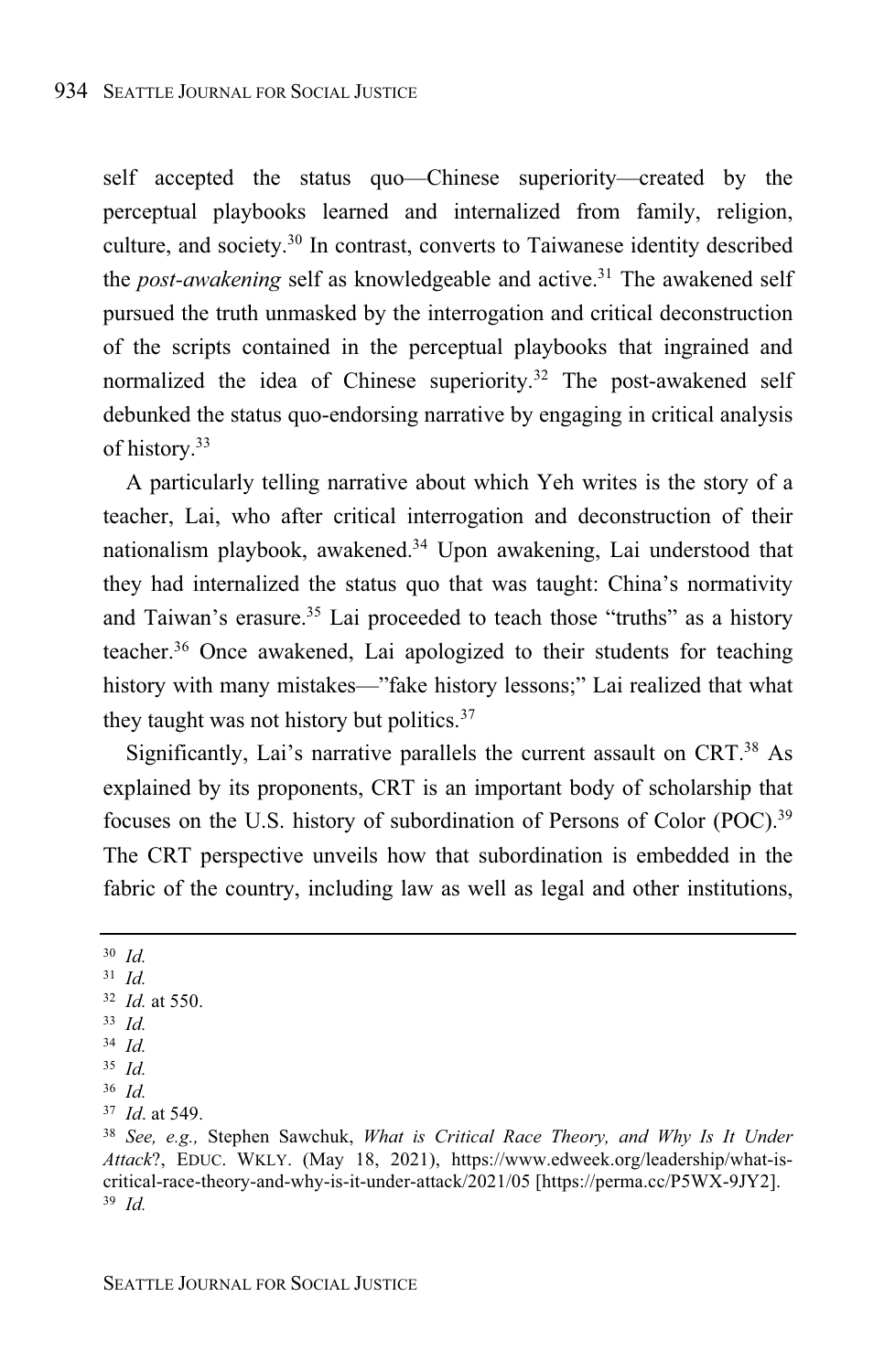self accepted the status quo—Chinese superiority—created by the perceptual playbooks learned and internalized from family, religion, culture, and society.[30] In contrast, converts to Taiwanese identity described the *post-awakening* self as knowledgeable and active.[31] The awakened self pursued the truth unmasked by the interrogation and critical deconstruction of the scripts contained in the perceptual playbooks that ingrained and normalized the idea of Chinese superiority.[32] The post-awakened self debunked the status quo-endorsing narrative by engaging in critical analysis of history.[33]

A particularly telling narrative about which Yeh writes is the story of a teacher, Lai, who after critical interrogation and deconstruction of their nationalism playbook, awakened.[34] Upon awakening, Lai understood that they had internalized the status quo that was taught: China's normativity and Taiwan's erasure.[35] Lai proceeded to teach those "truths" as a history teacher.[36] Once awakened, Lai apologized to their students for teaching history with many mistakes—"fake history lessons;" Lai realized that what they taught was not history but politics.[37]

Significantly, Lai's narrative parallels the current assault on CRT.[38] As explained by its proponents, CRT is an important body of scholarship that focuses on the U.S. history of subordination of Persons of Color (POC).[39] The CRT perspective unveils how that subordination is embedded in the fabric of the country, including law as well as legal and other institutions,

---

[30] *Id.*

[31] *Id.*

[32] *Id.* at 550.

[33] *Id.*

[34] *Id.*

[35] *Id.*

[36] *Id.*

[37] *Id*. at 549.

[38] *See, e.g.,* Stephen Sawchuk, *What is Critical Race Theory, and Why Is It Under Attack*?, EDUC. WKLY. (May 18, 2021), https://www.edweek.org/leadership/what-is-critical-race-theory-and-why-is-it-under-attack/2021/05 [https://perma.cc/P5WX-9JY2].

[39] *Id.*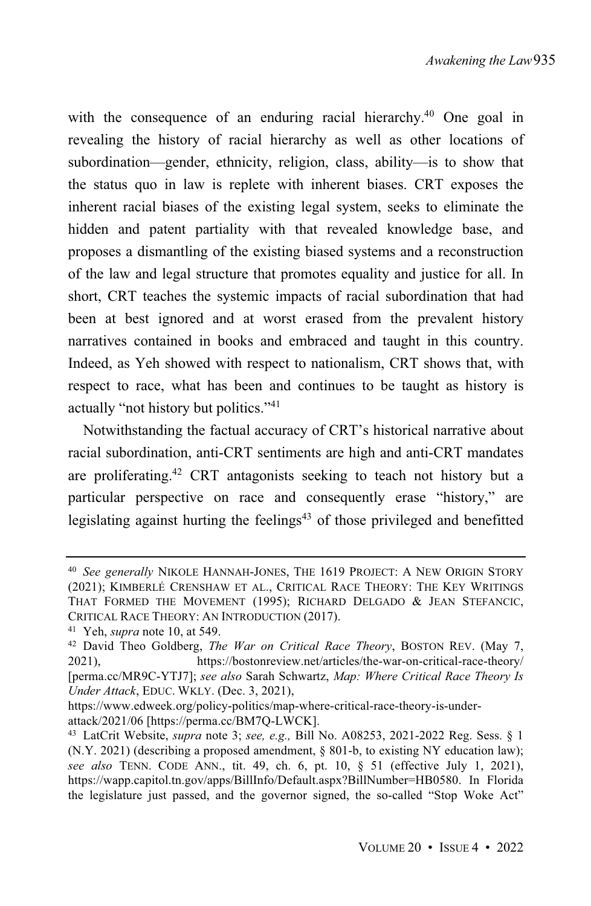with the consequence of an enduring racial hierarchy.[40] One goal in revealing the history of racial hierarchy as well as other locations of subordination—gender, ethnicity, religion, class, ability—is to show that the status quo in law is replete with inherent biases. CRT exposes the inherent racial biases of the existing legal system, seeks to eliminate the hidden and patent partiality with that revealed knowledge base, and proposes a dismantling of the existing biased systems and a reconstruction of the law and legal structure that promotes equality and justice for all. In short, CRT teaches the systemic impacts of racial subordination that had been at best ignored and at worst erased from the prevalent history narratives contained in books and embraced and taught in this country. Indeed, as Yeh showed with respect to nationalism, CRT shows that, with respect to race, what has been and continues to be taught as history is actually "not history but politics."[41]

Notwithstanding the factual accuracy of CRT's historical narrative about racial subordination, anti-CRT sentiments are high and anti-CRT mandates are proliferating.[42] CRT antagonists seeking to teach not history but a particular perspective on race and consequently erase "history," are legislating against hurting the feelings[43] of those privileged and benefitted

---

[40] *See generally* NIKOLE HANNAH-JONES, THE 1619 PROJECT: A NEW ORIGIN STORY (2021); KIMBERLÉ CRENSHAW ET AL., CRITICAL RACE THEORY: THE KEY WRITINGS THAT FORMED THE MOVEMENT (1995); RICHARD DELGADO & JEAN STEFANCIC, CRITICAL RACE THEORY: AN INTRODUCTION (2017).

[41] Yeh, *supra* note 10, at 549.

[42] David Theo Goldberg, *The War on Critical Race Theory*, BOSTON REV. (May 7, 2021), https://bostonreview.net/articles/the-war-on-critical-race-theory/ [perma.cc/MR9C-YTJ7]; *see also* Sarah Schwartz, *Map: Where Critical Race Theory Is Under Attack*, EDUC. WKLY. (Dec. 3, 2021), https://www.edweek.org/policy-politics/map-where-critical-race-theory-is-under-attack/2021/06 [https://perma.cc/BM7Q-LWCK].

[43] LatCrit Website, *supra* note 3; *see, e.g.,* Bill No. A08253, 2021-2022 Reg. Sess. § 1 (N.Y. 2021) (describing a proposed amendment, § 801-b, to existing NY education law); *see also* TENN. CODE ANN., tit. 49, ch. 6, pt. 10, § 51 (effective July 1, 2021), https://wapp.capitol.tn.gov/apps/BillInfo/Default.aspx?BillNumber=HB0580. In Florida the legislature just passed, and the governor signed, the so-called "Stop Woke Act"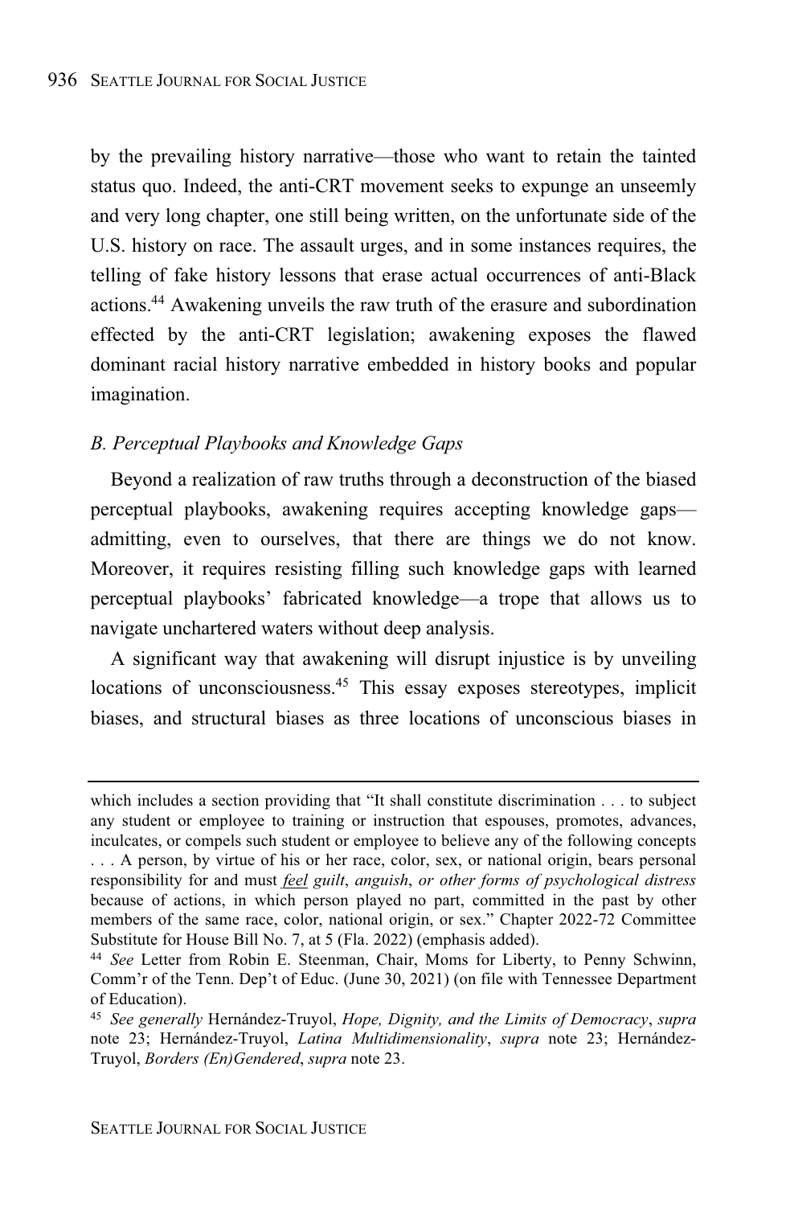by the prevailing history narrative—those who want to retain the tainted status quo. Indeed, the anti-CRT movement seeks to expunge an unseemly and very long chapter, one still being written, on the unfortunate side of the U.S. history on race. The assault urges, and in some instances requires, the telling of fake history lessons that erase actual occurrences of anti-Black actions.[44] Awakening unveils the raw truth of the erasure and subordination effected by the anti-CRT legislation; awakening exposes the flawed dominant racial history narrative embedded in history books and popular imagination.

### *B. Perceptual Playbooks and Knowledge Gaps*

Beyond a realization of raw truths through a deconstruction of the biased perceptual playbooks, awakening requires accepting knowledge gaps—admitting, even to ourselves, that there are things we do not know. Moreover, it requires resisting filling such knowledge gaps with learned perceptual playbooks' fabricated knowledge—a trope that allows us to navigate unchartered waters without deep analysis.

A significant way that awakening will disrupt injustice is by unveiling locations of unconsciousness.[45] This essay exposes stereotypes, implicit biases, and structural biases as three locations of unconscious biases in

---

which includes a section providing that "It shall constitute discrimination . . . to subject any student or employee to training or instruction that espouses, promotes, advances, inculcates, or compels such student or employee to believe any of the following concepts . . . A person, by virtue of his or her race, color, sex, or national origin, bears personal responsibility for and must ***feel*** *guilt*, *anguish*, *or other forms of psychological distress* because of actions, in which person played no part, committed in the past by other members of the same race, color, national origin, or sex." Chapter 2022-72 Committee Substitute for House Bill No. 7, at 5 (Fla. 2022) (emphasis added).

[44] *See* Letter from Robin E. Steenman, Chair, Moms for Liberty, to Penny Schwinn, Comm'r of the Tenn. Dep't of Educ. (June 30, 2021) (on file with Tennessee Department of Education).

[45] *See generally* Hernández-Truyol, *Hope, Dignity, and the Limits of Democracy*, *supra* note 23; Hernández-Truyol, *Latina Multidimensionality*, *supra* note 23; Hernández-Truyol, *Borders (En)Gendered*, *supra* note 23.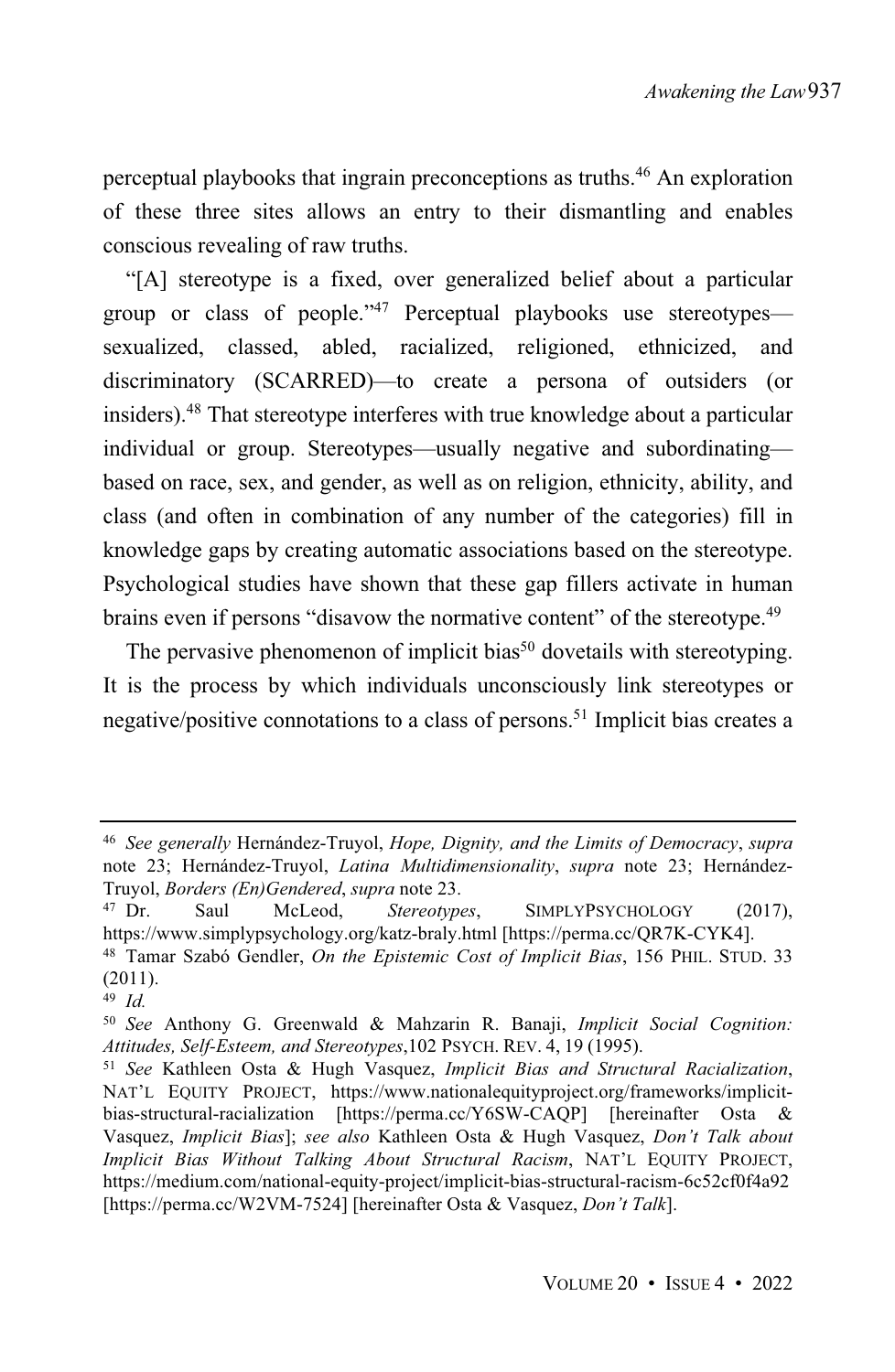perceptual playbooks that ingrain preconceptions as truths.[46] An exploration of these three sites allows an entry to their dismantling and enables conscious revealing of raw truths.

"[A] stereotype is a fixed, over generalized belief about a particular group or class of people."[47] Perceptual playbooks use stereotypes—sexualized, classed, abled, racialized, religioned, ethnicized, and discriminatory (SCARRED)—to create a persona of outsiders (or insiders).[48] That stereotype interferes with true knowledge about a particular individual or group. Stereotypes—usually negative and subordinating—based on race, sex, and gender, as well as on religion, ethnicity, ability, and class (and often in combination of any number of the categories) fill in knowledge gaps by creating automatic associations based on the stereotype. Psychological studies have shown that these gap fillers activate in human brains even if persons "disavow the normative content" of the stereotype.[49]

The pervasive phenomenon of implicit bias[50] dovetails with stereotyping. It is the process by which individuals unconsciously link stereotypes or negative/positive connotations to a class of persons.[51] Implicit bias creates a

---

[46] *See generally* Hernández-Truyol, *Hope, Dignity, and the Limits of Democracy*, *supra* note 23; Hernández-Truyol, *Latina Multidimensionality*, *supra* note 23; Hernández-Truyol, *Borders (En)Gendered*, *supra* note 23.

[47] Dr. Saul McLeod, *Stereotypes*, SIMPLYPSYCHOLOGY (2017), https://www.simplypsychology.org/katz-braly.html [https://perma.cc/QR7K-CYK4].

[48] Tamar Szabó Gendler, *On the Epistemic Cost of Implicit Bias*, 156 PHIL. STUD. 33 (2011).

[49] *Id.*

[50] *See* Anthony G. Greenwald & Mahzarin R. Banaji, *Implicit Social Cognition: Attitudes, Self-Esteem, and Stereotypes*,102 PSYCH. REV. 4, 19 (1995).

[51] *See* Kathleen Osta & Hugh Vasquez, *Implicit Bias and Structural Racialization*, NAT'L EQUITY PROJECT, https://www.nationalequityproject.org/frameworks/implicit-bias-structural-racialization [https://perma.cc/Y6SW-CAQP] [hereinafter Osta & Vasquez, *Implicit Bias*]; *see also* Kathleen Osta & Hugh Vasquez, *Don't Talk about Implicit Bias Without Talking About Structural Racism*, NAT'L EQUITY PROJECT, https://medium.com/national-equity-project/implicit-bias-structural-racism-6c52cf0f4a92 [https://perma.cc/W2VM-7524] [hereinafter Osta & Vasquez, *Don't Talk*].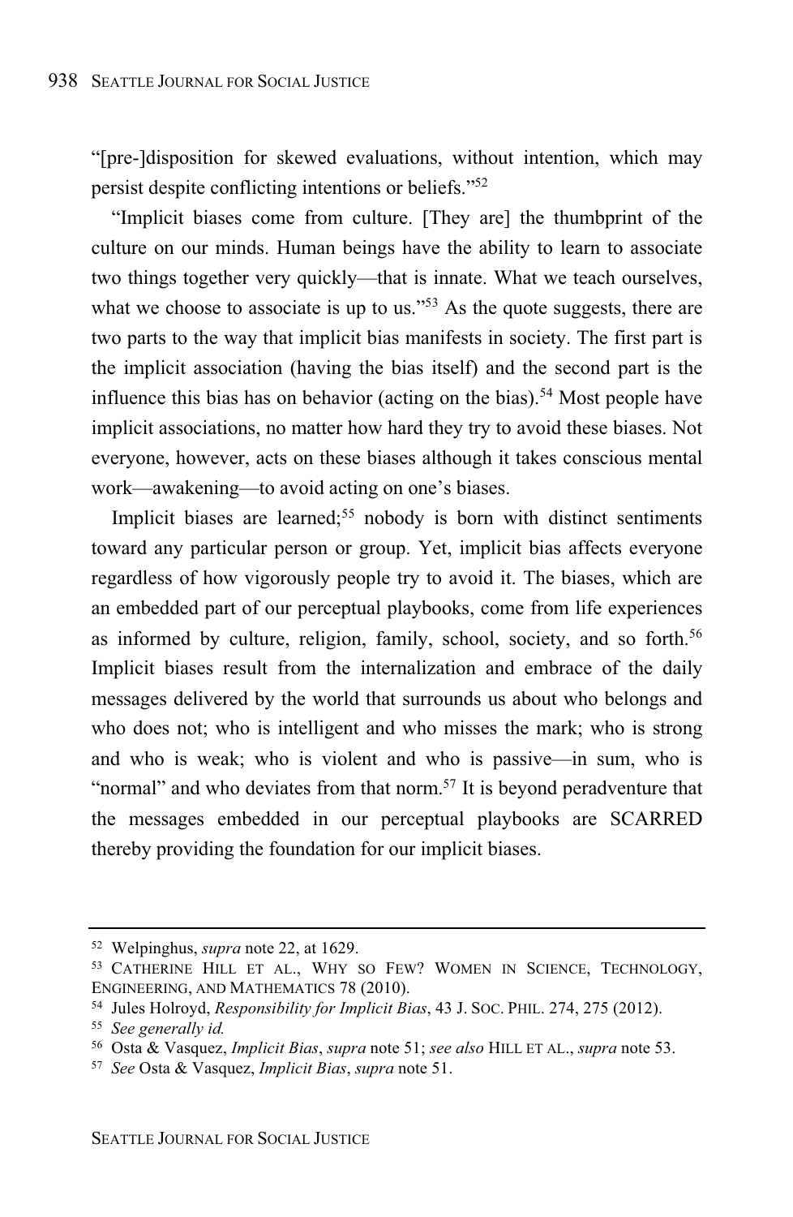"[pre-]disposition for skewed evaluations, without intention, which may persist despite conflicting intentions or beliefs."[52]

"Implicit biases come from culture. [They are] the thumbprint of the culture on our minds. Human beings have the ability to learn to associate two things together very quickly—that is innate. What we teach ourselves, what we choose to associate is up to us."[53] As the quote suggests, there are two parts to the way that implicit bias manifests in society. The first part is the implicit association (having the bias itself) and the second part is the influence this bias has on behavior (acting on the bias).[54] Most people have implicit associations, no matter how hard they try to avoid these biases. Not everyone, however, acts on these biases although it takes conscious mental work—awakening—to avoid acting on one's biases.

Implicit biases are learned;[55] nobody is born with distinct sentiments toward any particular person or group. Yet, implicit bias affects everyone regardless of how vigorously people try to avoid it. The biases, which are an embedded part of our perceptual playbooks, come from life experiences as informed by culture, religion, family, school, society, and so forth.[56] Implicit biases result from the internalization and embrace of the daily messages delivered by the world that surrounds us about who belongs and who does not; who is intelligent and who misses the mark; who is strong and who is weak; who is violent and who is passive—in sum, who is "normal" and who deviates from that norm.[57] It is beyond peradventure that the messages embedded in our perceptual playbooks are SCARRED thereby providing the foundation for our implicit biases.

---

[52] Welpinghus, *supra* note 22, at 1629.

[53] CATHERINE HILL ET AL., WHY SO FEW? WOMEN IN SCIENCE, TECHNOLOGY, ENGINEERING, AND MATHEMATICS 78 (2010).

[54] Jules Holroyd, *Responsibility for Implicit Bias*, 43 J. SOC. PHIL. 274, 275 (2012).

[55] *See generally id.*

[56] Osta & Vasquez, *Implicit Bias*, *supra* note 51; *see also* HILL ET AL., *supra* note 53.

[57] *See* Osta & Vasquez, *Implicit Bias*, *supra* note 51.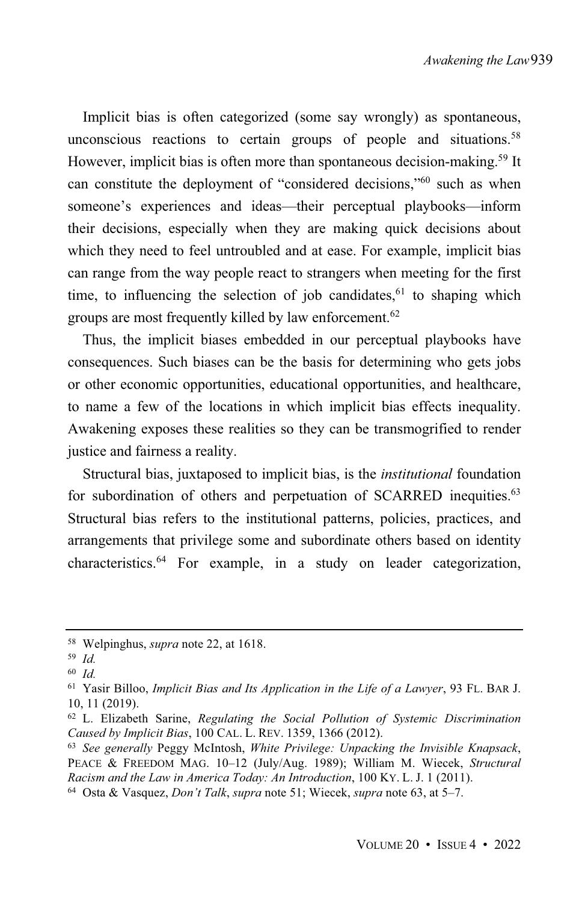Implicit bias is often categorized (some say wrongly) as spontaneous, unconscious reactions to certain groups of people and situations.[58] However, implicit bias is often more than spontaneous decision-making.[59] It can constitute the deployment of "considered decisions,"[60] such as when someone's experiences and ideas—their perceptual playbooks—inform their decisions, especially when they are making quick decisions about which they need to feel untroubled and at ease. For example, implicit bias can range from the way people react to strangers when meeting for the first time, to influencing the selection of job candidates,[61] to shaping which groups are most frequently killed by law enforcement.[62]

Thus, the implicit biases embedded in our perceptual playbooks have consequences. Such biases can be the basis for determining who gets jobs or other economic opportunities, educational opportunities, and healthcare, to name a few of the locations in which implicit bias effects inequality. Awakening exposes these realities so they can be transmogrified to render justice and fairness a reality.

Structural bias, juxtaposed to implicit bias, is the *institutional* foundation for subordination of others and perpetuation of SCARRED inequities.[63] Structural bias refers to the institutional patterns, policies, practices, and arrangements that privilege some and subordinate others based on identity characteristics.[64] For example, in a study on leader categorization,

---

[58] Welpinghus, *supra* note 22, at 1618.

[59] *Id.*

[60] *Id.*

[61] Yasir Billoo, *Implicit Bias and Its Application in the Life of a Lawyer*, 93 FL. BAR J. 10, 11 (2019).

[62] L. Elizabeth Sarine, *Regulating the Social Pollution of Systemic Discrimination Caused by Implicit Bias*, 100 CAL. L. REV. 1359, 1366 (2012).

[63] *See generally* Peggy McIntosh, *White Privilege: Unpacking the Invisible Knapsack*, PEACE & FREEDOM MAG. 10–12 (July/Aug. 1989); William M. Wiecek, *Structural Racism and the Law in America Today: An Introduction*, 100 KY. L. J. 1 (2011).

[64] Osta & Vasquez, *Don't Talk*, *supra* note 51; Wiecek, *supra* note 63, at 5–7.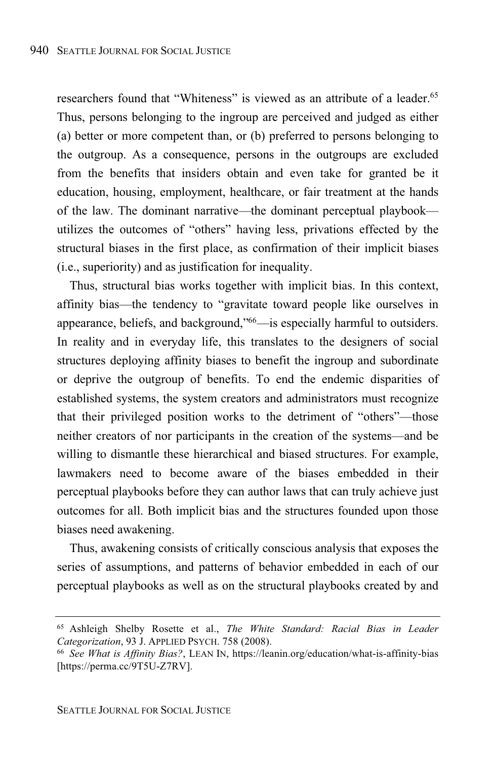researchers found that "Whiteness" is viewed as an attribute of a leader.[65] Thus, persons belonging to the ingroup are perceived and judged as either (a) better or more competent than, or (b) preferred to persons belonging to the outgroup. As a consequence, persons in the outgroups are excluded from the benefits that insiders obtain and even take for granted be it education, housing, employment, healthcare, or fair treatment at the hands of the law. The dominant narrative—the dominant perceptual playbook—utilizes the outcomes of "others" having less, privations effected by the structural biases in the first place, as confirmation of their implicit biases (i.e., superiority) and as justification for inequality.

Thus, structural bias works together with implicit bias. In this context, affinity bias—the tendency to "gravitate toward people like ourselves in appearance, beliefs, and background,"[66]—is especially harmful to outsiders. In reality and in everyday life, this translates to the designers of social structures deploying affinity biases to benefit the ingroup and subordinate or deprive the outgroup of benefits. To end the endemic disparities of established systems, the system creators and administrators must recognize that their privileged position works to the detriment of "others"—those neither creators of nor participants in the creation of the systems—and be willing to dismantle these hierarchical and biased structures. For example, lawmakers need to become aware of the biases embedded in their perceptual playbooks before they can author laws that can truly achieve just outcomes for all. Both implicit bias and the structures founded upon those biases need awakening.

Thus, awakening consists of critically conscious analysis that exposes the series of assumptions, and patterns of behavior embedded in each of our perceptual playbooks as well as on the structural playbooks created by and

---

[65] Ashleigh Shelby Rosette et al., *The White Standard: Racial Bias in Leader Categorization*, 93 J. APPLIED PSYCH. 758 (2008).

[66] *See What is Affinity Bias?*, LEAN IN, https://leanin.org/education/what-is-affinity-bias [https://perma.cc/9T5U-Z7RV].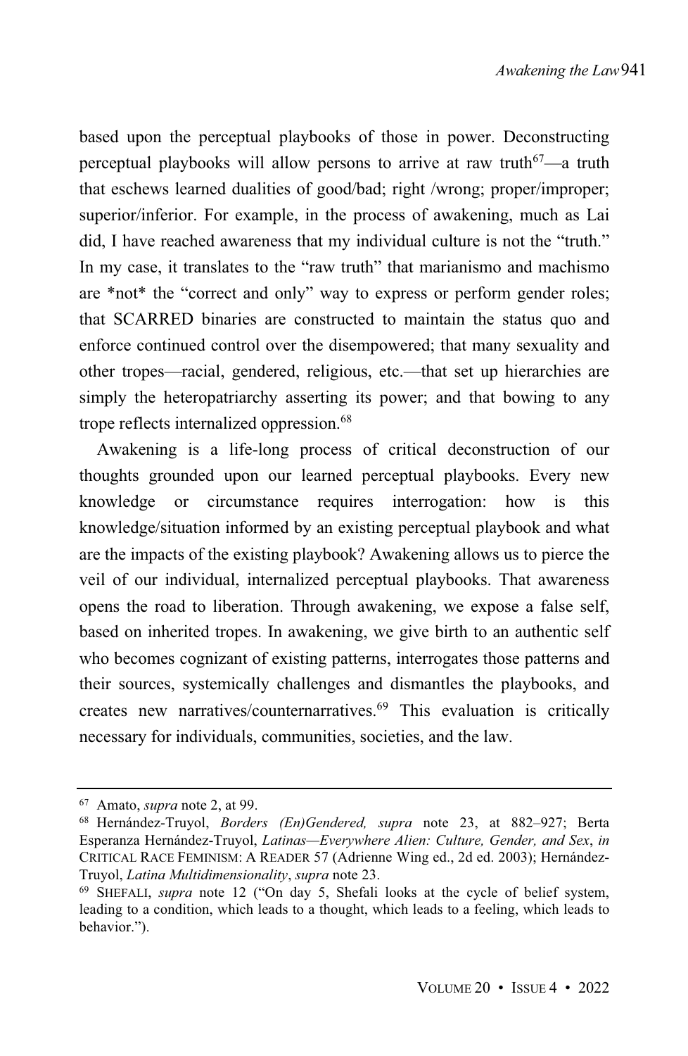based upon the perceptual playbooks of those in power. Deconstructing perceptual playbooks will allow persons to arrive at raw truth[67]—a truth that eschews learned dualities of good/bad; right /wrong; proper/improper; superior/inferior. For example, in the process of awakening, much as Lai did, I have reached awareness that my individual culture is not the "truth." In my case, it translates to the "raw truth" that marianismo and machismo are *not* the "correct and only" way to express or perform gender roles; that SCARRED binaries are constructed to maintain the status quo and enforce continued control over the disempowered; that many sexuality and other tropes—racial, gendered, religious, etc.—that set up hierarchies are simply the heteropatriarchy asserting its power; and that bowing to any trope reflects internalized oppression.[68]

Awakening is a life-long process of critical deconstruction of our thoughts grounded upon our learned perceptual playbooks. Every new knowledge or circumstance requires interrogation: how is this knowledge/situation informed by an existing perceptual playbook and what are the impacts of the existing playbook? Awakening allows us to pierce the veil of our individual, internalized perceptual playbooks. That awareness opens the road to liberation. Through awakening, we expose a false self, based on inherited tropes. In awakening, we give birth to an authentic self who becomes cognizant of existing patterns, interrogates those patterns and their sources, systemically challenges and dismantles the playbooks, and creates new narratives/counternarratives.[69] This evaluation is critically necessary for individuals, communities, societies, and the law.

---

[67] Amato, *supra* note 2, at 99.

[68] Hernández-Truyol, *Borders (En)Gendered, supra* note 23, at 882–927; Berta Esperanza Hernández-Truyol, *Latinas—Everywhere Alien: Culture, Gender, and Sex*, *in* CRITICAL RACE FEMINISM: A READER 57 (Adrienne Wing ed., 2d ed. 2003); Hernández-Truyol, *Latina Multidimensionality*, *supra* note 23.

[69] SHEFALI, *supra* note 12 ("On day 5, Shefali looks at the cycle of belief system, leading to a condition, which leads to a thought, which leads to a feeling, which leads to behavior.").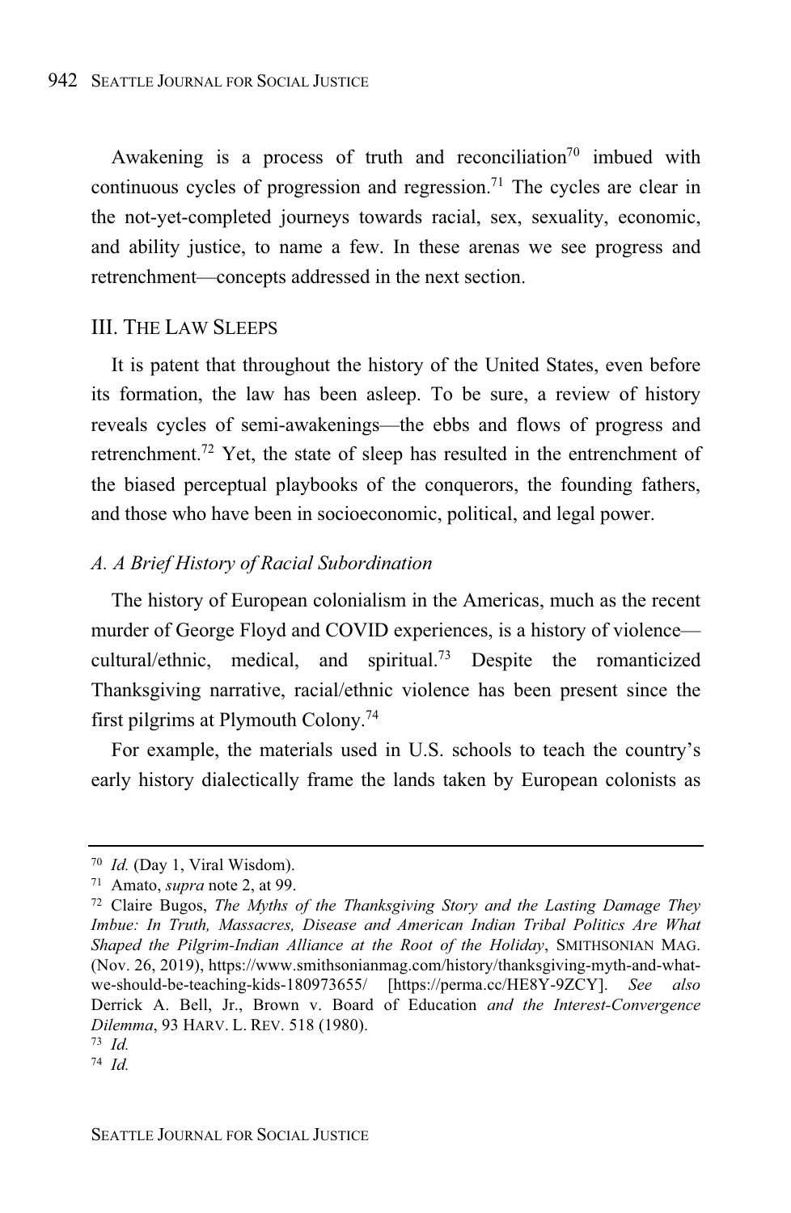Awakening is a process of truth and reconciliation[70] imbued with continuous cycles of progression and regression.[71] The cycles are clear in the not-yet-completed journeys towards racial, sex, sexuality, economic, and ability justice, to name a few. In these arenas we see progress and retrenchment—concepts addressed in the next section.

## III. THE LAW SLEEPS

It is patent that throughout the history of the United States, even before its formation, the law has been asleep. To be sure, a review of history reveals cycles of semi-awakenings—the ebbs and flows of progress and retrenchment.[72] Yet, the state of sleep has resulted in the entrenchment of the biased perceptual playbooks of the conquerors, the founding fathers, and those who have been in socioeconomic, political, and legal power.

### *A. A Brief History of Racial Subordination*

The history of European colonialism in the Americas, much as the recent murder of George Floyd and COVID experiences, is a history of violence—cultural/ethnic, medical, and spiritual.[73] Despite the romanticized Thanksgiving narrative, racial/ethnic violence has been present since the first pilgrims at Plymouth Colony.[74]

For example, the materials used in U.S. schools to teach the country's early history dialectically frame the lands taken by European colonists as

---

[70] *Id.* (Day 1, Viral Wisdom).

[71] Amato, *supra* note 2, at 99.

[72] Claire Bugos, *The Myths of the Thanksgiving Story and the Lasting Damage They Imbue: In Truth, Massacres, Disease and American Indian Tribal Politics Are What Shaped the Pilgrim-Indian Alliance at the Root of the Holiday*, SMITHSONIAN MAG. (Nov. 26, 2019), https://www.smithsonianmag.com/history/thanksgiving-myth-and-what-we-should-be-teaching-kids-180973655/ [https://perma.cc/HE8Y-9ZCY]. *See also* Derrick A. Bell, Jr., Brown v. Board of Education *and the Interest-Convergence Dilemma*, 93 HARV. L. REV. 518 (1980).

[73] *Id.*

[74] *Id.*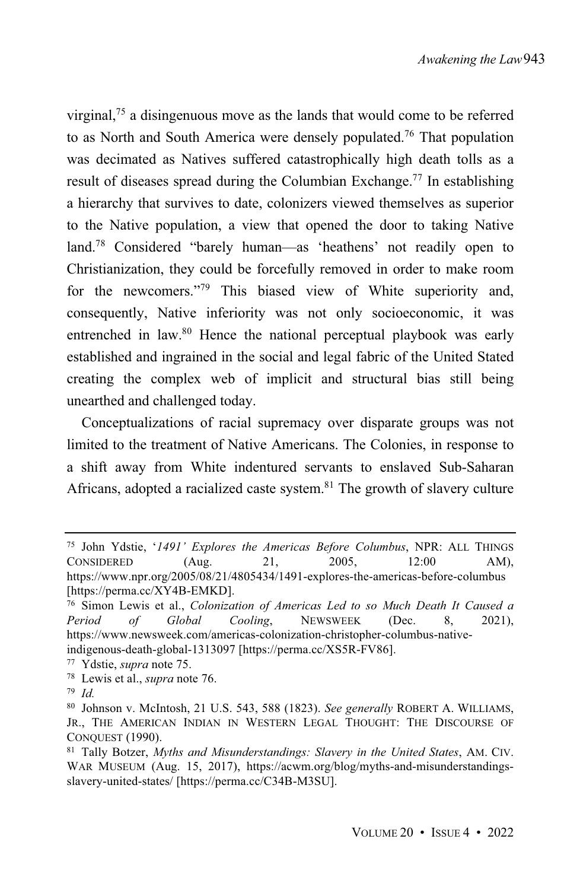virginal,[75] a disingenuous move as the lands that would come to be referred to as North and South America were densely populated.[76] That population was decimated as Natives suffered catastrophically high death tolls as a result of diseases spread during the Columbian Exchange.[77] In establishing a hierarchy that survives to date, colonizers viewed themselves as superior to the Native population, a view that opened the door to taking Native land.[78] Considered "barely human—as 'heathens' not readily open to Christianization, they could be forcefully removed in order to make room for the newcomers."[79] This biased view of White superiority and, consequently, Native inferiority was not only socioeconomic, it was entrenched in law.[80] Hence the national perceptual playbook was early established and ingrained in the social and legal fabric of the United Stated creating the complex web of implicit and structural bias still being unearthed and challenged today.

Conceptualizations of racial supremacy over disparate groups was not limited to the treatment of Native Americans. The Colonies, in response to a shift away from White indentured servants to enslaved Sub-Saharan Africans, adopted a racialized caste system.[81] The growth of slavery culture

---

[75] John Ydstie, '*1491' Explores the Americas Before Columbus*, NPR: ALL THINGS CONSIDERED (Aug. 21, 2005, 12:00 AM), https://www.npr.org/2005/08/21/4805434/1491-explores-the-americas-before-columbus [https://perma.cc/XY4B-EMKD].

[76] Simon Lewis et al., *Colonization of Americas Led to so Much Death It Caused a Period of Global Cooling*, NEWSWEEK (Dec. 8, 2021), https://www.newsweek.com/americas-colonization-christopher-columbus-native-indigenous-death-global-1313097 [https://perma.cc/XS5R-FV86].

[77] Ydstie, *supra* note 75.

[78] Lewis et al., *supra* note 76.

[79] *Id.*

[80] Johnson v. McIntosh, 21 U.S. 543, 588 (1823). *See generally* ROBERT A. WILLIAMS, JR., THE AMERICAN INDIAN IN WESTERN LEGAL THOUGHT: THE DISCOURSE OF CONQUEST (1990).

[81] Tally Botzer, *Myths and Misunderstandings: Slavery in the United States*, AM. CIV. WAR MUSEUM (Aug. 15, 2017), https://acwm.org/blog/myths-and-misunderstandings-slavery-united-states/ [https://perma.cc/C34B-M3SU].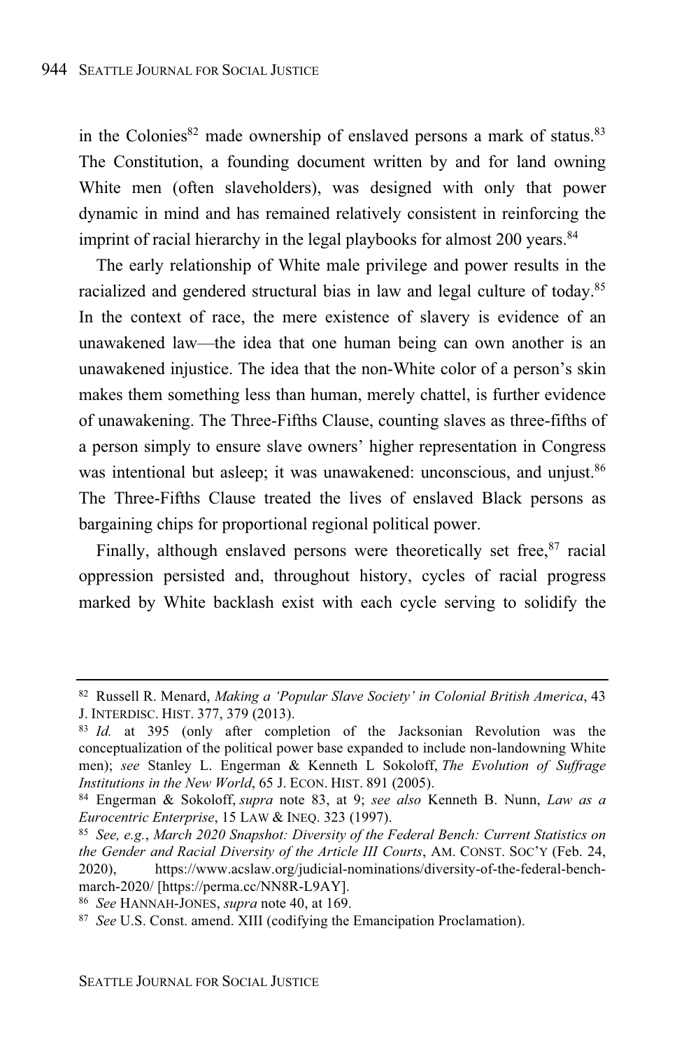in the Colonies[82] made ownership of enslaved persons a mark of status.[83] The Constitution, a founding document written by and for land owning White men (often slaveholders), was designed with only that power dynamic in mind and has remained relatively consistent in reinforcing the imprint of racial hierarchy in the legal playbooks for almost 200 years.[84]

The early relationship of White male privilege and power results in the racialized and gendered structural bias in law and legal culture of today.[85] In the context of race, the mere existence of slavery is evidence of an unawakened law—the idea that one human being can own another is an unawakened injustice. The idea that the non-White color of a person's skin makes them something less than human, merely chattel, is further evidence of unawakening. The Three-Fifths Clause, counting slaves as three-fifths of a person simply to ensure slave owners' higher representation in Congress was intentional but asleep; it was unawakened: unconscious, and unjust.[86] The Three-Fifths Clause treated the lives of enslaved Black persons as bargaining chips for proportional regional political power.

Finally, although enslaved persons were theoretically set free,[87] racial oppression persisted and, throughout history, cycles of racial progress marked by White backlash exist with each cycle serving to solidify the

---

[82] Russell R. Menard, *Making a 'Popular Slave Society' in Colonial British America*, 43 J. INTERDISC. HIST. 377, 379 (2013).

[83] *Id.* at 395 (only after completion of the Jacksonian Revolution was the conceptualization of the political power base expanded to include non-landowning White men); *see* Stanley L. Engerman & Kenneth L Sokoloff, *The Evolution of Suffrage Institutions in the New World*, 65 J. ECON. HIST. 891 (2005).

[84] Engerman & Sokoloff, *supra* note 83, at 9; *see also* Kenneth B. Nunn, *Law as a Eurocentric Enterprise*, 15 LAW & INEQ. 323 (1997).

[85] *See, e.g.*, *March 2020 Snapshot: Diversity of the Federal Bench: Current Statistics on the Gender and Racial Diversity of the Article III Courts*, AM. CONST. SOC'Y (Feb. 24, 2020), https://www.acslaw.org/judicial-nominations/diversity-of-the-federal-bench-march-2020/ [https://perma.cc/NN8R-L9AY].

[86] *See* HANNAH-JONES, *supra* note 40, at 169.

[87] *See* U.S. Const. amend. XIII (codifying the Emancipation Proclamation).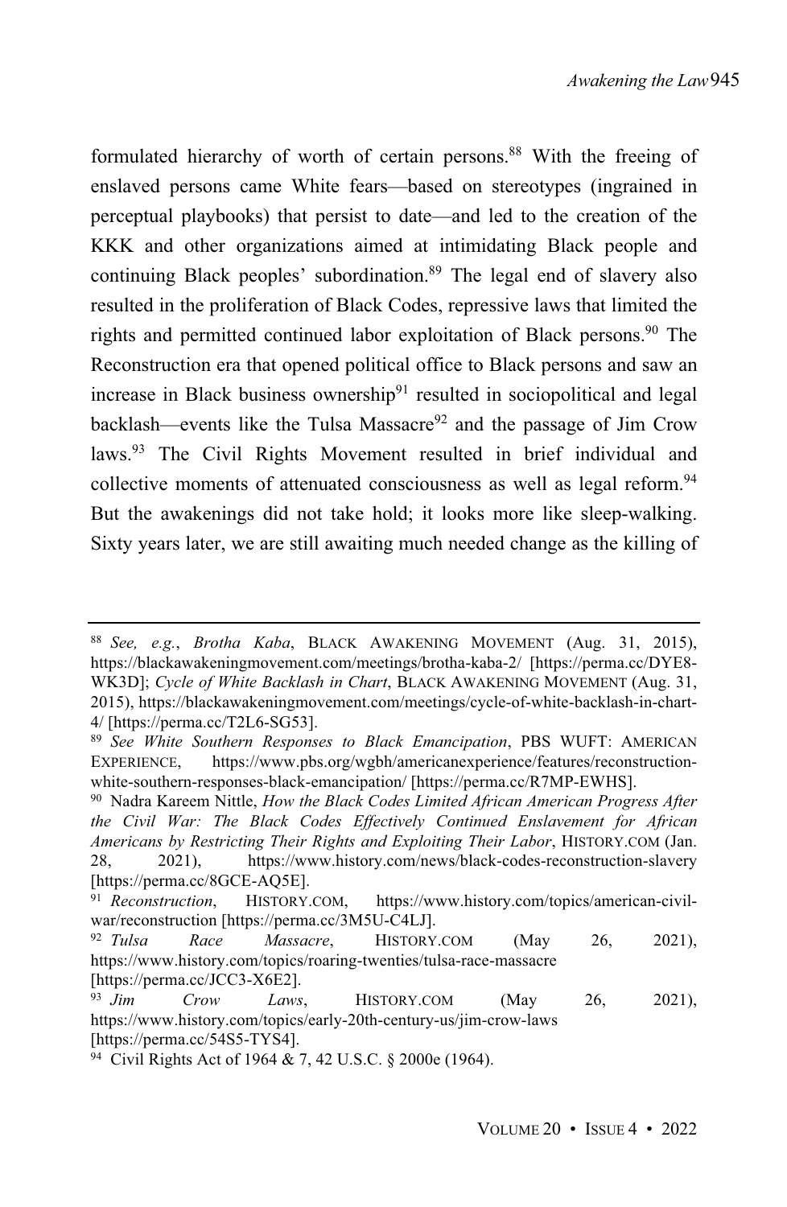formulated hierarchy of worth of certain persons.[88] With the freeing of enslaved persons came White fears—based on stereotypes (ingrained in perceptual playbooks) that persist to date—and led to the creation of the KKK and other organizations aimed at intimidating Black people and continuing Black peoples' subordination.[89] The legal end of slavery also resulted in the proliferation of Black Codes, repressive laws that limited the rights and permitted continued labor exploitation of Black persons.[90] The Reconstruction era that opened political office to Black persons and saw an increase in Black business ownership[91] resulted in sociopolitical and legal backlash—events like the Tulsa Massacre[92] and the passage of Jim Crow laws.[93] The Civil Rights Movement resulted in brief individual and collective moments of attenuated consciousness as well as legal reform.[94] But the awakenings did not take hold; it looks more like sleep-walking. Sixty years later, we are still awaiting much needed change as the killing of

---

[88] *See, e.g.*, *Brotha Kaba*, BLACK AWAKENING MOVEMENT (Aug. 31, 2015), https://blackawakeningmovement.com/meetings/brotha-kaba-2/ [https://perma.cc/DYE8-WK3D]; *Cycle of White Backlash in Chart*, BLACK AWAKENING MOVEMENT (Aug. 31, 2015), https://blackawakeningmovement.com/meetings/cycle-of-white-backlash-in-chart-4/ [https://perma.cc/T2L6-SG53].

[89] *See White Southern Responses to Black Emancipation*, PBS WUFT: AMERICAN EXPERIENCE, https://www.pbs.org/wgbh/americanexperience/features/reconstruction-white-southern-responses-black-emancipation/ [https://perma.cc/R7MP-EWHS].

[90] Nadra Kareem Nittle, *How the Black Codes Limited African American Progress After the Civil War: The Black Codes Effectively Continued Enslavement for African Americans by Restricting Their Rights and Exploiting Their Labor*, HISTORY.COM (Jan. 28, 2021), https://www.history.com/news/black-codes-reconstruction-slavery [https://perma.cc/8GCE-AQ5E].

[91] *Reconstruction*, HISTORY.COM, https://www.history.com/topics/american-civil-war/reconstruction [https://perma.cc/3M5U-C4LJ].

[92] *Tulsa Race Massacre*, HISTORY.COM (May 26, 2021), https://www.history.com/topics/roaring-twenties/tulsa-race-massacre [https://perma.cc/JCC3-X6E2].

[93] *Jim Crow Laws*, HISTORY.COM (May 26, 2021), https://www.history.com/topics/early-20th-century-us/jim-crow-laws [https://perma.cc/54S5-TYS4].

[94] Civil Rights Act of 1964 & 7, 42 U.S.C. § 2000e (1964).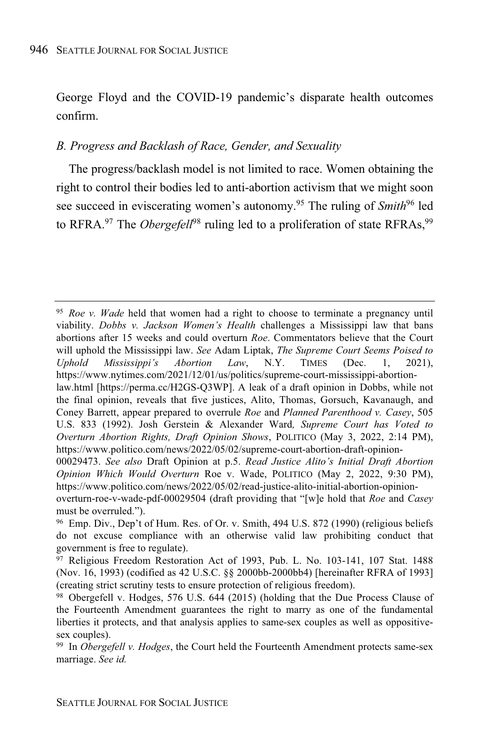George Floyd and the COVID-19 pandemic's disparate health outcomes confirm.

### *B. Progress and Backlash of Race, Gender, and Sexuality*

The progress/backlash model is not limited to race. Women obtaining the right to control their bodies led to anti-abortion activism that we might soon see succeed in eviscerating women's autonomy.[95] The ruling of *Smith*[96] led to RFRA.[97] The *Obergefell*[98] ruling led to a proliferation of state RFRAs,[99]

---

[95] *Roe v. Wade* held that women had a right to choose to terminate a pregnancy until viability. *Dobbs v. Jackson Women's Health* challenges a Mississippi law that bans abortions after 15 weeks and could overturn *Roe*. Commentators believe that the Court will uphold the Mississippi law. *See* Adam Liptak, *The Supreme Court Seems Poised to Uphold Mississippi's Abortion Law*, N.Y. TIMES (Dec. 1, 2021), https://www.nytimes.com/2021/12/01/us/politics/supreme-court-mississippi-abortion-law.html [https://perma.cc/H2GS-Q3WP]. A leak of a draft opinion in Dobbs, while not the final opinion, reveals that five justices, Alito, Thomas, Gorsuch, Kavanaugh, and Coney Barrett, appear prepared to overrule *Roe* and *Planned Parenthood v. Casey*, 505 U.S. 833 (1992). Josh Gerstein & Alexander Ward, *Supreme Court has Voted to Overturn Abortion Rights, Draft Opinion Shows*, POLITICO (May 3, 2022, 2:14 PM), https://www.politico.com/news/2022/05/02/supreme-court-abortion-draft-opinion-00029473. *See also* Draft Opinion at p.5. *Read Justice Alito's Initial Draft Abortion Opinion Which Would Overturn* Roe v. Wade, POLITICO (May 2, 2022, 9:30 PM), https://www.politico.com/news/2022/05/02/read-justice-alito-initial-abortion-opinion-overturn-roe-v-wade-pdf-00029504 (draft providing that "[w]e hold that *Roe* and *Casey* must be overruled.").

[96] Emp. Div., Dep't of Hum. Res. of Or. v. Smith, 494 U.S. 872 (1990) (religious beliefs do not excuse compliance with an otherwise valid law prohibiting conduct that government is free to regulate).

[97] Religious Freedom Restoration Act of 1993, Pub. L. No. 103-141, 107 Stat. 1488 (Nov. 16, 1993) (codified as 42 U.S.C. §§ 2000bb-2000bb4) [hereinafter RFRA of 1993] (creating strict scrutiny tests to ensure protection of religious freedom).

[98] Obergefell v. Hodges, 576 U.S. 644 (2015) (holding that the Due Process Clause of the Fourteenth Amendment guarantees the right to marry as one of the fundamental liberties it protects, and that analysis applies to same-sex couples as well as oppositive-sex couples).

[99] In *Obergefell v. Hodges*, the Court held the Fourteenth Amendment protects same-sex marriage. *See id.*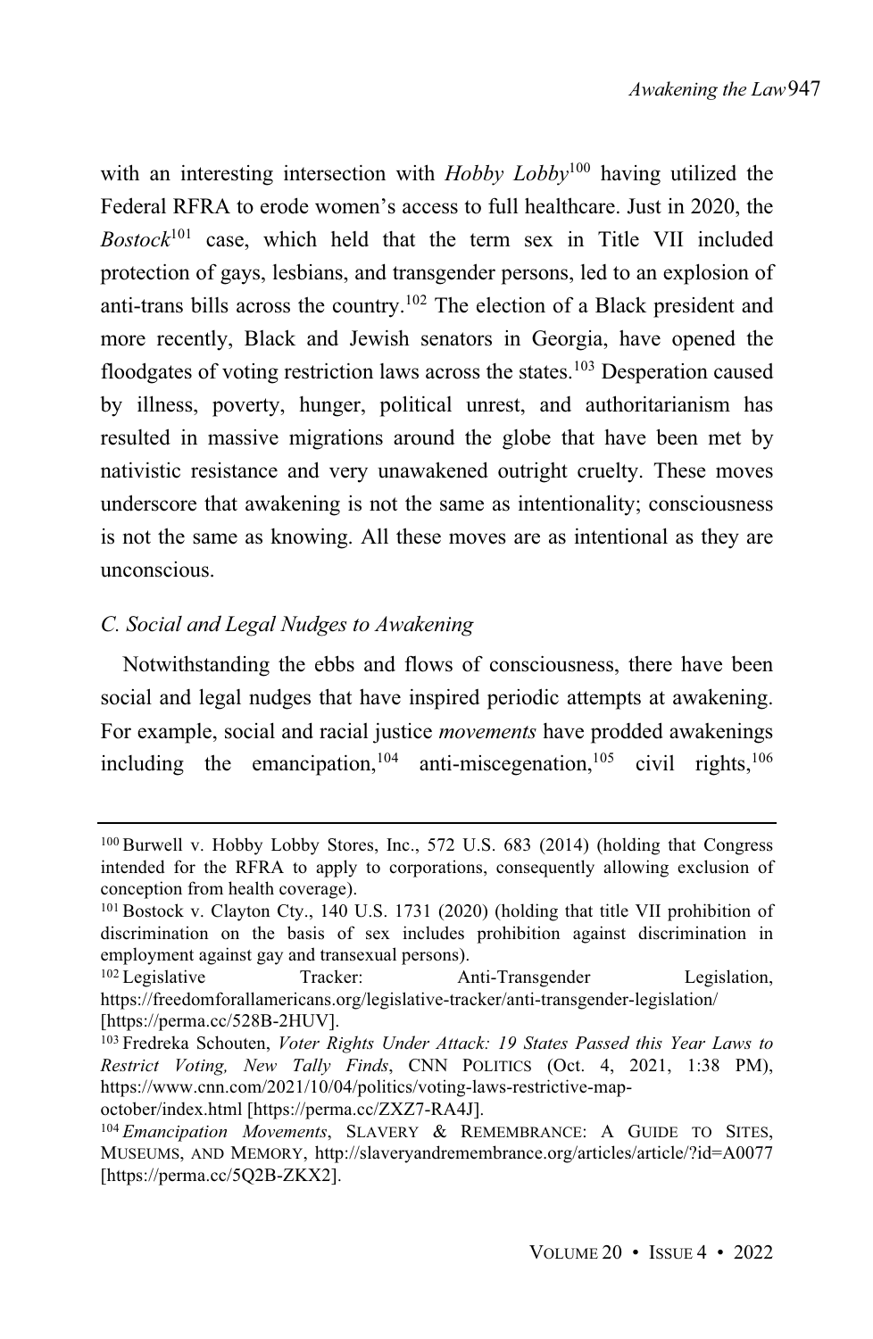with an interesting intersection with *Hobby Lobby*[100] having utilized the Federal RFRA to erode women's access to full healthcare. Just in 2020, the *Bostock*[101] case, which held that the term sex in Title VII included protection of gays, lesbians, and transgender persons, led to an explosion of anti-trans bills across the country.[102] The election of a Black president and more recently, Black and Jewish senators in Georgia, have opened the floodgates of voting restriction laws across the states.[103] Desperation caused by illness, poverty, hunger, political unrest, and authoritarianism has resulted in massive migrations around the globe that have been met by nativistic resistance and very unawakened outright cruelty. These moves underscore that awakening is not the same as intentionality; consciousness is not the same as knowing. All these moves are as intentional as they are unconscious.

### *C. Social and Legal Nudges to Awakening*

Notwithstanding the ebbs and flows of consciousness, there have been social and legal nudges that have inspired periodic attempts at awakening. For example, social and racial justice *movements* have prodded awakenings including the emancipation,[104] anti-miscegenation,[105] civil rights,[106]

---

[100] Burwell v. Hobby Lobby Stores, Inc., 572 U.S. 683 (2014) (holding that Congress intended for the RFRA to apply to corporations, consequently allowing exclusion of conception from health coverage).

[101] Bostock v. Clayton Cty., 140 U.S. 1731 (2020) (holding that title VII prohibition of discrimination on the basis of sex includes prohibition against discrimination in employment against gay and transexual persons).

[102] Legislative Tracker: Anti-Transgender Legislation, https://freedomforallamericans.org/legislative-tracker/anti-transgender-legislation/ [https://perma.cc/528B-2HUV].

[103] Fredreka Schouten, *Voter Rights Under Attack: 19 States Passed this Year Laws to Restrict Voting, New Tally Finds*, CNN POLITICS (Oct. 4, 2021, 1:38 PM), https://www.cnn.com/2021/10/04/politics/voting-laws-restrictive-map-october/index.html [https://perma.cc/ZXZ7-RA4J].

[104] *Emancipation Movements*, SLAVERY & REMEMBRANCE: A GUIDE TO SITES, MUSEUMS, AND MEMORY, http://slaveryandremembrance.org/articles/article/?id=A0077 [https://perma.cc/5Q2B-ZKX2].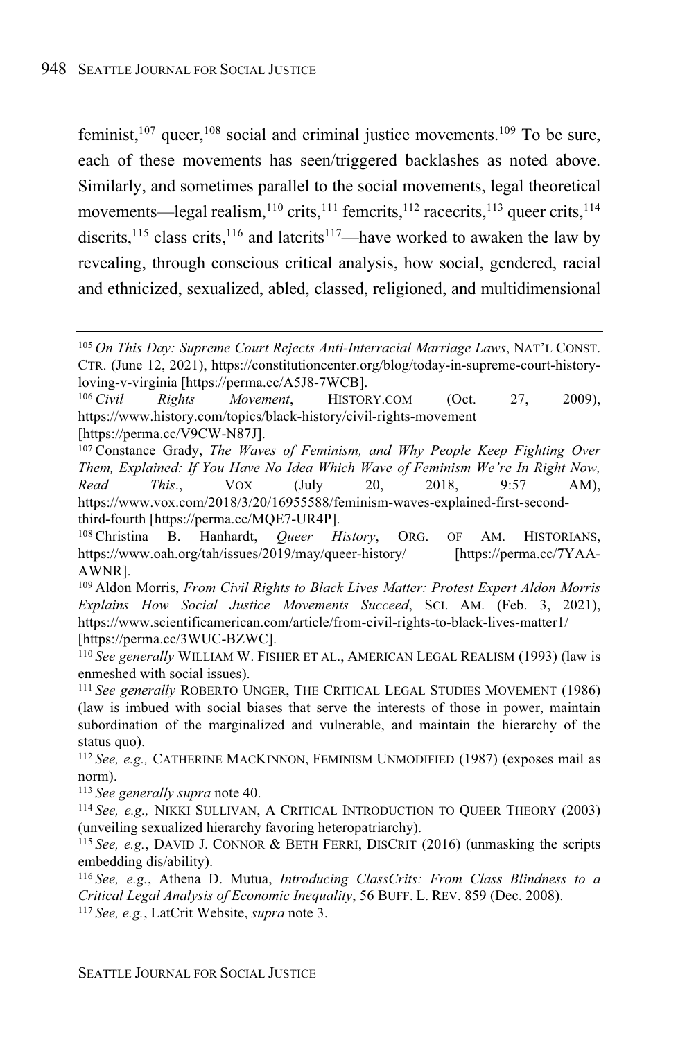feminist,[107] queer,[108] social and criminal justice movements.[109] To be sure, each of these movements has seen/triggered backlashes as noted above. Similarly, and sometimes parallel to the social movements, legal theoretical movements—legal realism,[110] crits,[111] femcrits,[112] racecrits,[113] queer crits,[114] discrits,[115] class crits,[116] and latcrits[117]—have worked to awaken the law by revealing, through conscious critical analysis, how social, gendered, racial and ethnicized, sexualized, abled, classed, religioned, and multidimensional

---

[105] *On This Day: Supreme Court Rejects Anti-Interracial Marriage Laws*, NAT'L CONST. CTR. (June 12, 2021), https://constitutioncenter.org/blog/today-in-supreme-court-history-loving-v-virginia [https://perma.cc/A5J8-7WCB].

[106] *Civil Rights Movement*, HISTORY.COM (Oct. 27, 2009), https://www.history.com/topics/black-history/civil-rights-movement [https://perma.cc/V9CW-N87J].

[107] Constance Grady, *The Waves of Feminism, and Why People Keep Fighting Over Them, Explained: If You Have No Idea Which Wave of Feminism We're In Right Now, Read This.*, VOX (July 20, 2018, 9:57 AM), https://www.vox.com/2018/3/20/16955588/feminism-waves-explained-first-second-third-fourth [https://perma.cc/MQE7-UR4P].

[108] Christina B. Hanhardt, *Queer History*, ORG. OF AM. HISTORIANS, https://www.oah.org/tah/issues/2019/may/queer-history/ [https://perma.cc/7YAA-AWNR].

[109] Aldon Morris, *From Civil Rights to Black Lives Matter: Protest Expert Aldon Morris Explains How Social Justice Movements Succeed*, SCI. AM. (Feb. 3, 2021), https://www.scientificamerican.com/article/from-civil-rights-to-black-lives-matter1/ [https://perma.cc/3WUC-BZWC].

[110] *See generally* WILLIAM W. FISHER ET AL., AMERICAN LEGAL REALISM (1993) (law is enmeshed with social issues).

[111] *See generally* ROBERTO UNGER, THE CRITICAL LEGAL STUDIES MOVEMENT (1986) (law is imbued with social biases that serve the interests of those in power, maintain subordination of the marginalized and vulnerable, and maintain the hierarchy of the status quo).

[112] *See, e.g.,* CATHERINE MACKINNON, FEMINISM UNMODIFIED (1987) (exposes mail as norm).

[113] *See generally supra* note 40.

[114] *See, e.g.,* NIKKI SULLIVAN, A CRITICAL INTRODUCTION TO QUEER THEORY (2003) (unveiling sexualized hierarchy favoring heteropatriarchy).

[115] *See, e.g.*, DAVID J. CONNOR & BETH FERRI, DISCRIT (2016) (unmasking the scripts embedding dis/ability).

[116] *See, e.g.*, Athena D. Mutua, *Introducing ClassCrits: From Class Blindness to a Critical Legal Analysis of Economic Inequality*, 56 BUFF. L. REV. 859 (Dec. 2008).

[117] *See, e.g.*, LatCrit Website, *supra* note 3.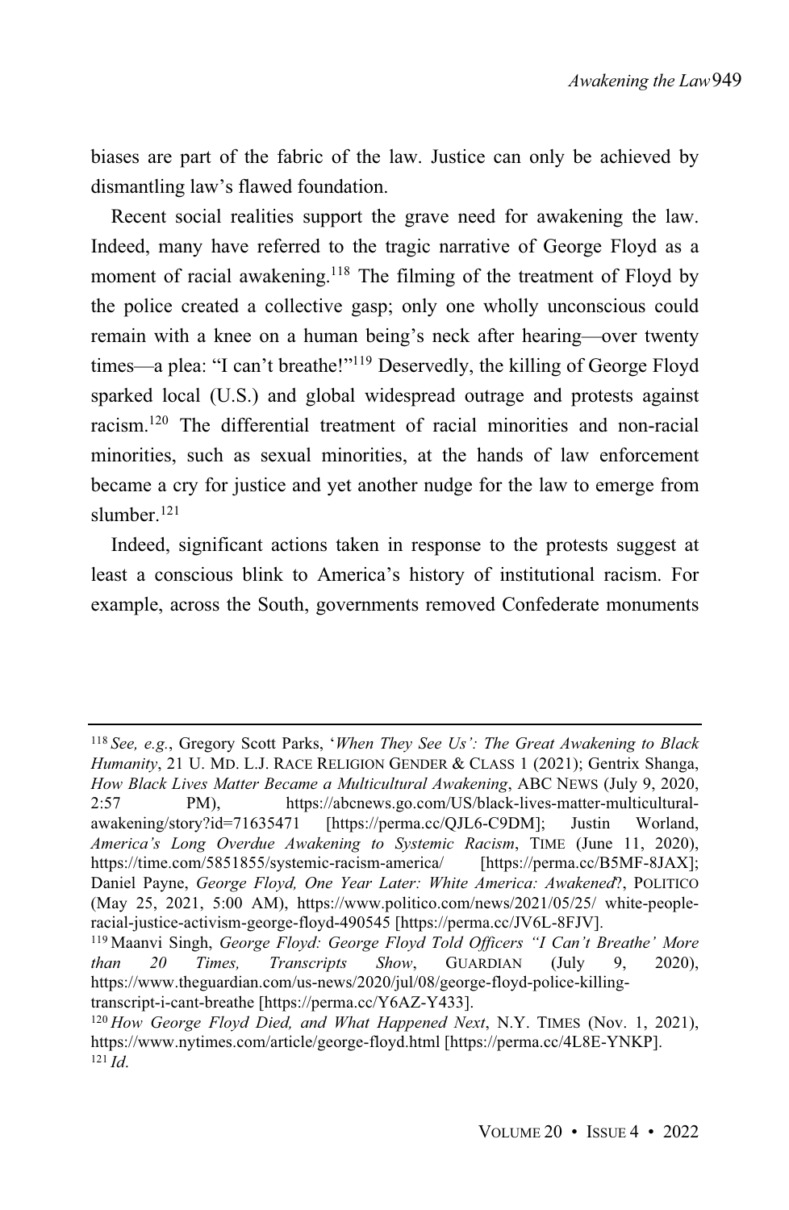biases are part of the fabric of the law. Justice can only be achieved by dismantling law's flawed foundation.

Recent social realities support the grave need for awakening the law. Indeed, many have referred to the tragic narrative of George Floyd as a moment of racial awakening.[118] The filming of the treatment of Floyd by the police created a collective gasp; only one wholly unconscious could remain with a knee on a human being's neck after hearing—over twenty times—a plea: "I can't breathe!"[119] Deservedly, the killing of George Floyd sparked local (U.S.) and global widespread outrage and protests against racism.[120] The differential treatment of racial minorities and non-racial minorities, such as sexual minorities, at the hands of law enforcement became a cry for justice and yet another nudge for the law to emerge from slumber.[121]

Indeed, significant actions taken in response to the protests suggest at least a conscious blink to America's history of institutional racism. For example, across the South, governments removed Confederate monuments

---

[118] *See, e.g.*, Gregory Scott Parks, '*When They See Us': The Great Awakening to Black Humanity*, 21 U. MD. L.J. RACE RELIGION GENDER & CLASS 1 (2021); Gentrix Shanga, *How Black Lives Matter Became a Multicultural Awakening*, ABC NEWS (July 9, 2020, 2:57 PM), https://abcnews.go.com/US/black-lives-matter-multicultural-awakening/story?id=71635471 [https://perma.cc/QJL6-C9DM]; Justin Worland, *America's Long Overdue Awakening to Systemic Racism*, TIME (June 11, 2020), https://time.com/5851855/systemic-racism-america/ [https://perma.cc/B5MF-8JAX]; Daniel Payne, *George Floyd, One Year Later: White America: Awakened*?, POLITICO (May 25, 2021, 5:00 AM), https://www.politico.com/news/2021/05/25/ white-people-racial-justice-activism-george-floyd-490545 [https://perma.cc/JV6L-8FJV].

[119] Maanvi Singh, *George Floyd: George Floyd Told Officers "I Can't Breathe' More than 20 Times, Transcripts Show*, GUARDIAN (July 9, 2020), https://www.theguardian.com/us-news/2020/jul/08/george-floyd-police-killing-transcript-i-cant-breathe [https://perma.cc/Y6AZ-Y433].

[120] *How George Floyd Died, and What Happened Next*, N.Y. TIMES (Nov. 1, 2021), https://www.nytimes.com/article/george-floyd.html [https://perma.cc/4L8E-YNKP].

[121] *Id.*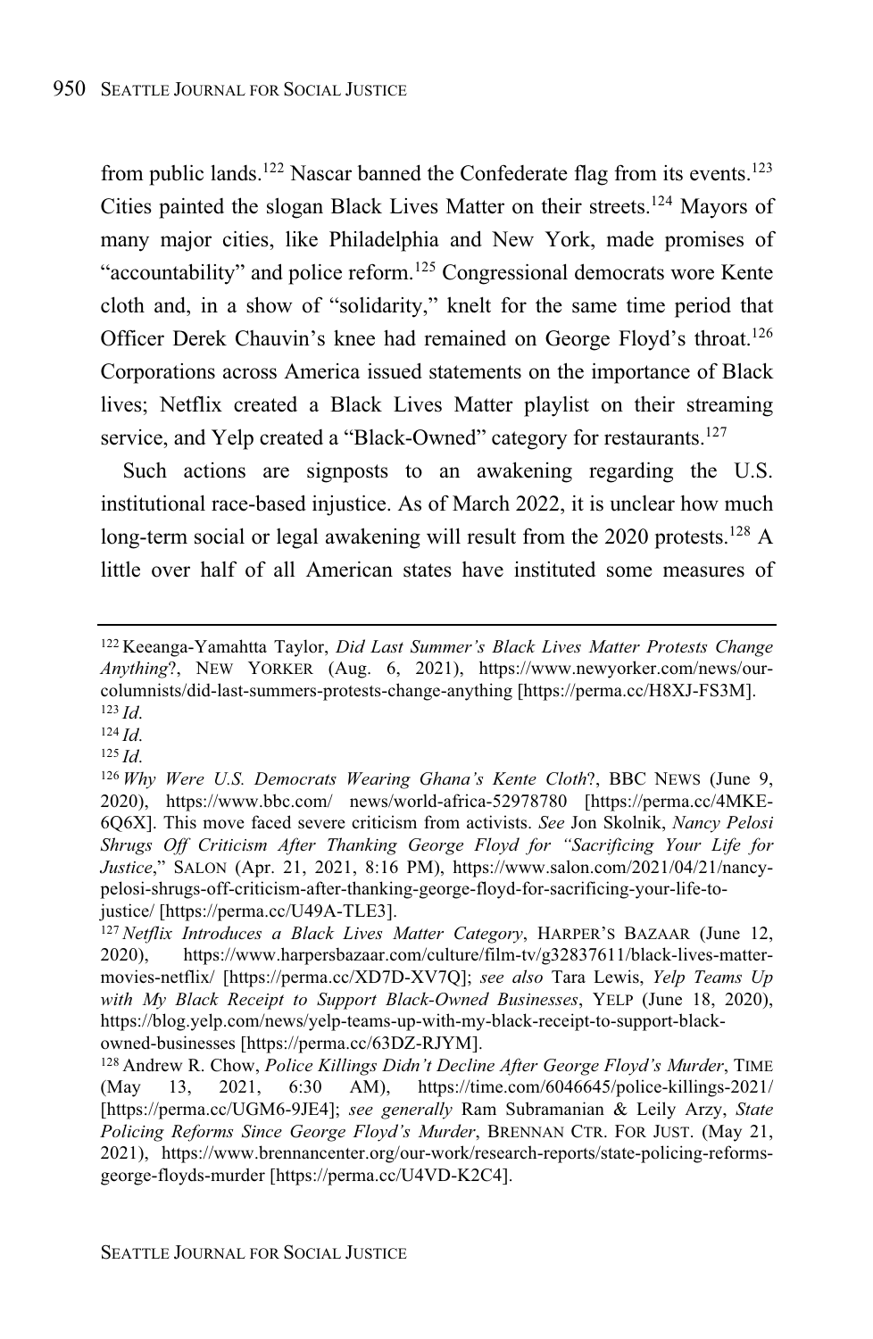from public lands.[122] Nascar banned the Confederate flag from its events.[123] Cities painted the slogan Black Lives Matter on their streets.[124] Mayors of many major cities, like Philadelphia and New York, made promises of "accountability" and police reform.[125] Congressional democrats wore Kente cloth and, in a show of "solidarity," knelt for the same time period that Officer Derek Chauvin's knee had remained on George Floyd's throat.[126] Corporations across America issued statements on the importance of Black lives; Netflix created a Black Lives Matter playlist on their streaming service, and Yelp created a "Black-Owned" category for restaurants.[127]

Such actions are signposts to an awakening regarding the U.S. institutional race-based injustice. As of March 2022, it is unclear how much long-term social or legal awakening will result from the 2020 protests.[128] A little over half of all American states have instituted some measures of

---

[122] Keeanga-Yamahtta Taylor, *Did Last Summer's Black Lives Matter Protests Change Anything*?, NEW YORKER (Aug. 6, 2021), https://www.newyorker.com/news/our-columnists/did-last-summers-protests-change-anything [https://perma.cc/H8XJ-FS3M].

[123] *Id*.

[124] *Id*.

[125] *Id*.

[126] *Why Were U.S. Democrats Wearing Ghana's Kente Cloth*?, BBC NEWS (June 9, 2020), https://www.bbc.com/ news/world-africa-52978780 [https://perma.cc/4MKE-6Q6X]. This move faced severe criticism from activists. *See* Jon Skolnik, *Nancy Pelosi Shrugs Off Criticism After Thanking George Floyd for "Sacrificing Your Life for Justice*," SALON (Apr. 21, 2021, 8:16 PM), https://www.salon.com/2021/04/21/nancy-pelosi-shrugs-off-criticism-after-thanking-george-floyd-for-sacrificing-your-life-to-justice/ [https://perma.cc/U49A-TLE3].

[127] *Netflix Introduces a Black Lives Matter Category*, HARPER'S BAZAAR (June 12, 2020), https://www.harpersbazaar.com/culture/film-tv/g32837611/black-lives-matter-movies-netflix/ [https://perma.cc/XD7D-XV7Q]; *see also* Tara Lewis, *Yelp Teams Up with My Black Receipt to Support Black-Owned Businesses*, YELP (June 18, 2020), https://blog.yelp.com/news/yelp-teams-up-with-my-black-receipt-to-support-black-owned-businesses [https://perma.cc/63DZ-RJYM].

[128] Andrew R. Chow, *Police Killings Didn't Decline After George Floyd's Murder*, TIME (May 13, 2021, 6:30 AM), https://time.com/6046645/police-killings-2021/ [https://perma.cc/UGM6-9JE4]; *see generally* Ram Subramanian & Leily Arzy, *State Policing Reforms Since George Floyd's Murder*, BRENNAN CTR. FOR JUST. (May 21, 2021), https://www.brennancenter.org/our-work/research-reports/state-policing-reforms-george-floyds-murder [https://perma.cc/U4VD-K2C4].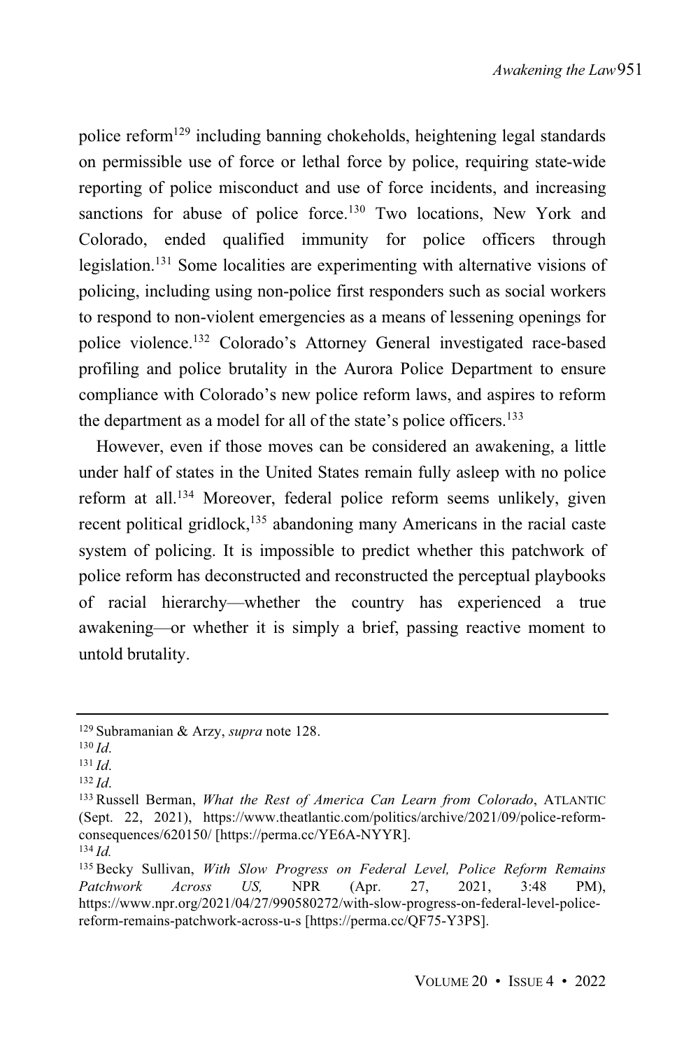police reform[129] including banning chokeholds, heightening legal standards on permissible use of force or lethal force by police, requiring state-wide reporting of police misconduct and use of force incidents, and increasing sanctions for abuse of police force.[130] Two locations, New York and Colorado, ended qualified immunity for police officers through legislation.[131] Some localities are experimenting with alternative visions of policing, including using non-police first responders such as social workers to respond to non-violent emergencies as a means of lessening openings for police violence.[132] Colorado's Attorney General investigated race-based profiling and police brutality in the Aurora Police Department to ensure compliance with Colorado's new police reform laws, and aspires to reform the department as a model for all of the state's police officers.[133]

However, even if those moves can be considered an awakening, a little under half of states in the United States remain fully asleep with no police reform at all.[134] Moreover, federal police reform seems unlikely, given recent political gridlock,[135] abandoning many Americans in the racial caste system of policing. It is impossible to predict whether this patchwork of police reform has deconstructed and reconstructed the perceptual playbooks of racial hierarchy—whether the country has experienced a true awakening—or whether it is simply a brief, passing reactive moment to untold brutality.

---

[129] Subramanian & Arzy, *supra* note 128.

[130] *Id.*

[131] *Id.*

[132] *Id.*

[133] Russell Berman, *What the Rest of America Can Learn from Colorado*, ATLANTIC (Sept. 22, 2021), https://www.theatlantic.com/politics/archive/2021/09/police-reform-consequences/620150/ [https://perma.cc/YE6A-NYYR].

[134] *Id.*

[135] Becky Sullivan, *With Slow Progress on Federal Level, Police Reform Remains Patchwork Across US,* NPR (Apr. 27, 2021, 3:48 PM), https://www.npr.org/2021/04/27/990580272/with-slow-progress-on-federal-level-police-reform-remains-patchwork-across-u-s [https://perma.cc/QF75-Y3PS].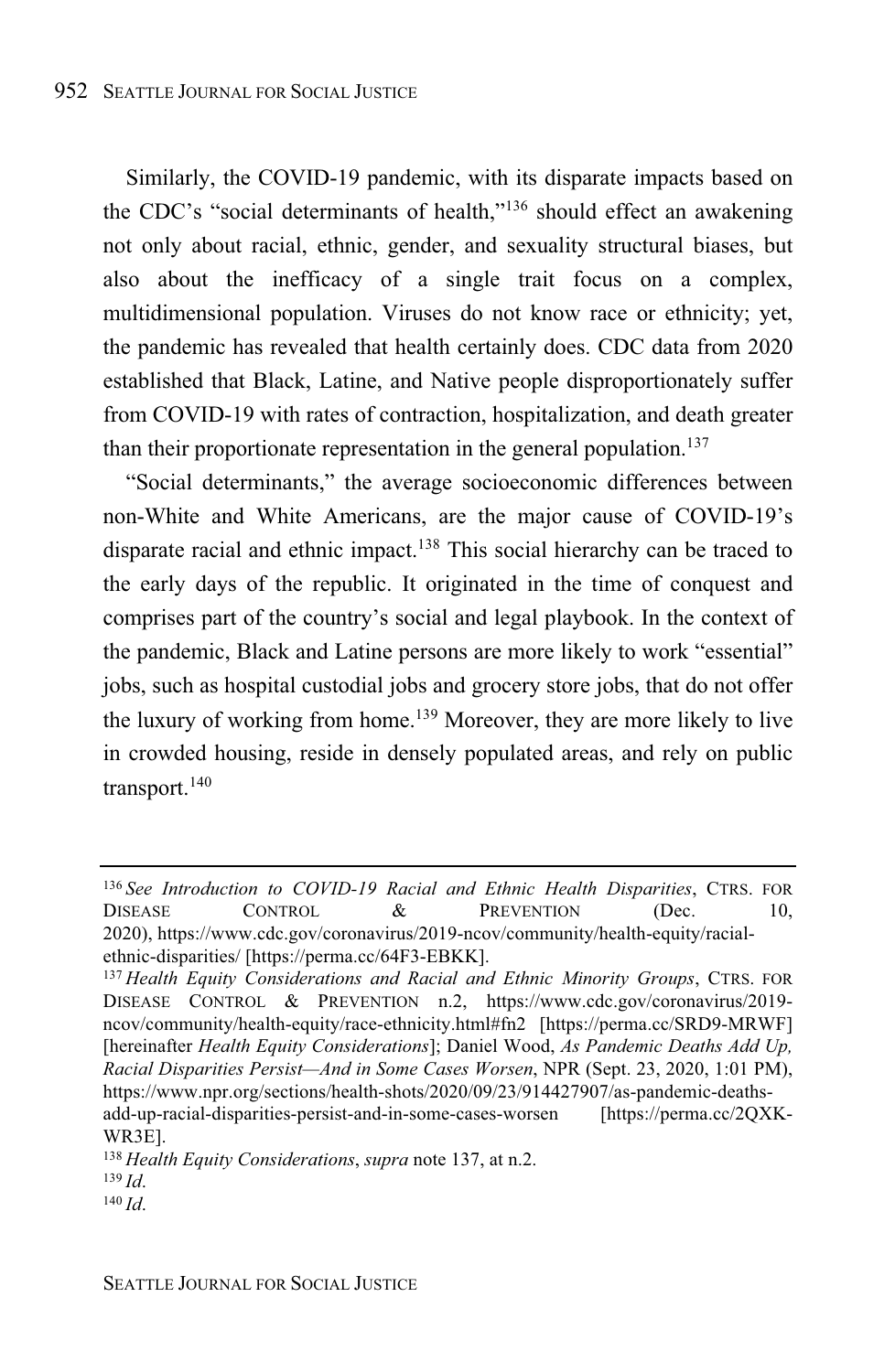Similarly, the COVID-19 pandemic, with its disparate impacts based on the CDC's "social determinants of health,"[136] should effect an awakening not only about racial, ethnic, gender, and sexuality structural biases, but also about the inefficacy of a single trait focus on a complex, multidimensional population. Viruses do not know race or ethnicity; yet, the pandemic has revealed that health certainly does. CDC data from 2020 established that Black, Latine, and Native people disproportionately suffer from COVID-19 with rates of contraction, hospitalization, and death greater than their proportionate representation in the general population.[137]

"Social determinants," the average socioeconomic differences between non-White and White Americans, are the major cause of COVID-19's disparate racial and ethnic impact.[138] This social hierarchy can be traced to the early days of the republic. It originated in the time of conquest and comprises part of the country's social and legal playbook. In the context of the pandemic, Black and Latine persons are more likely to work "essential" jobs, such as hospital custodial jobs and grocery store jobs, that do not offer the luxury of working from home.[139] Moreover, they are more likely to live in crowded housing, reside in densely populated areas, and rely on public transport.[140]

---

[136] *See Introduction to COVID-19 Racial and Ethnic Health Disparities*, CTRS. FOR DISEASE CONTROL & PREVENTION (Dec. 10, 2020), https://www.cdc.gov/coronavirus/2019-ncov/community/health-equity/racial-ethnic-disparities/ [https://perma.cc/64F3-EBKK].

[137] *Health Equity Considerations and Racial and Ethnic Minority Groups*, CTRS. FOR DISEASE CONTROL & PREVENTION n.2, https://www.cdc.gov/coronavirus/2019-ncov/community/health-equity/race-ethnicity.html#fn2 [https://perma.cc/SRD9-MRWF] [hereinafter *Health Equity Considerations*]; Daniel Wood, *As Pandemic Deaths Add Up, Racial Disparities Persist—And in Some Cases Worsen*, NPR (Sept. 23, 2020, 1:01 PM), https://www.npr.org/sections/health-shots/2020/09/23/914427907/as-pandemic-deaths-add-up-racial-disparities-persist-and-in-some-cases-worsen [https://perma.cc/2QXK-WR3E].

[138] *Health Equity Considerations*, *supra* note 137, at n.2.

[139] *Id.*

[140] *Id.*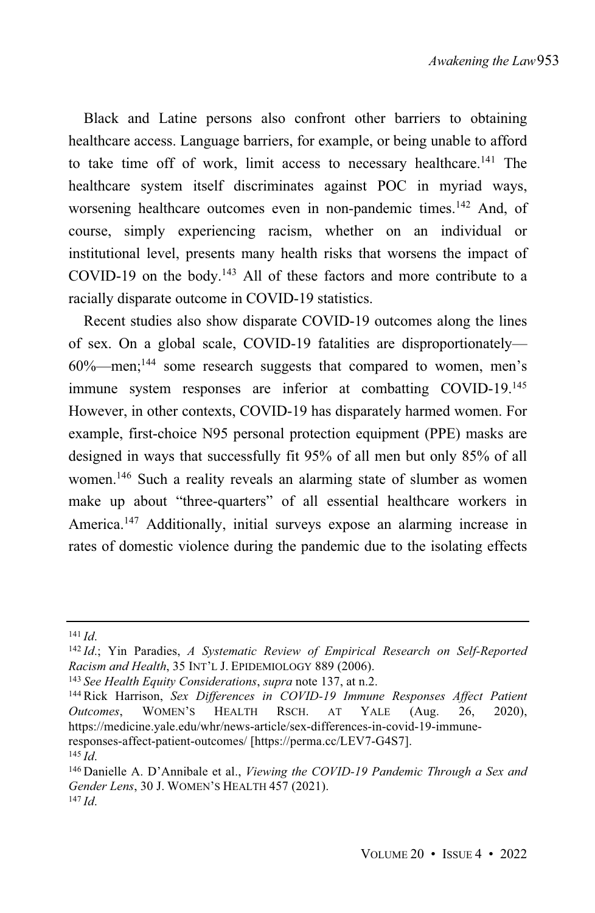Black and Latine persons also confront other barriers to obtaining healthcare access. Language barriers, for example, or being unable to afford to take time off of work, limit access to necessary healthcare.[141] The healthcare system itself discriminates against POC in myriad ways, worsening healthcare outcomes even in non-pandemic times.[142] And, of course, simply experiencing racism, whether on an individual or institutional level, presents many health risks that worsens the impact of COVID-19 on the body.[143] All of these factors and more contribute to a racially disparate outcome in COVID-19 statistics.

Recent studies also show disparate COVID-19 outcomes along the lines of sex. On a global scale, COVID-19 fatalities are disproportionately—60%—men;[144] some research suggests that compared to women, men's immune system responses are inferior at combatting COVID-19.[145] However, in other contexts, COVID-19 has disparately harmed women. For example, first-choice N95 personal protection equipment (PPE) masks are designed in ways that successfully fit 95% of all men but only 85% of all women.[146] Such a reality reveals an alarming state of slumber as women make up about "three-quarters" of all essential healthcare workers in America.[147] Additionally, initial surveys expose an alarming increase in rates of domestic violence during the pandemic due to the isolating effects

---

[141] *Id.*

[142] *Id.*; Yin Paradies, *A Systematic Review of Empirical Research on Self-Reported Racism and Health*, 35 INT'L J. EPIDEMIOLOGY 889 (2006).

[143] *See Health Equity Considerations*, *supra* note 137, at n.2.

[144] Rick Harrison, *Sex Differences in COVID-19 Immune Responses Affect Patient Outcomes*, WOMEN'S HEALTH RSCH. AT YALE (Aug. 26, 2020), https://medicine.yale.edu/whr/news-article/sex-differences-in-covid-19-immune-responses-affect-patient-outcomes/ [https://perma.cc/LEV7-G4S7].

[145] *Id.*

[146] Danielle A. D'Annibale et al., *Viewing the COVID-19 Pandemic Through a Sex and Gender Lens*, 30 J. WOMEN'S HEALTH 457 (2021).

[147] *Id.*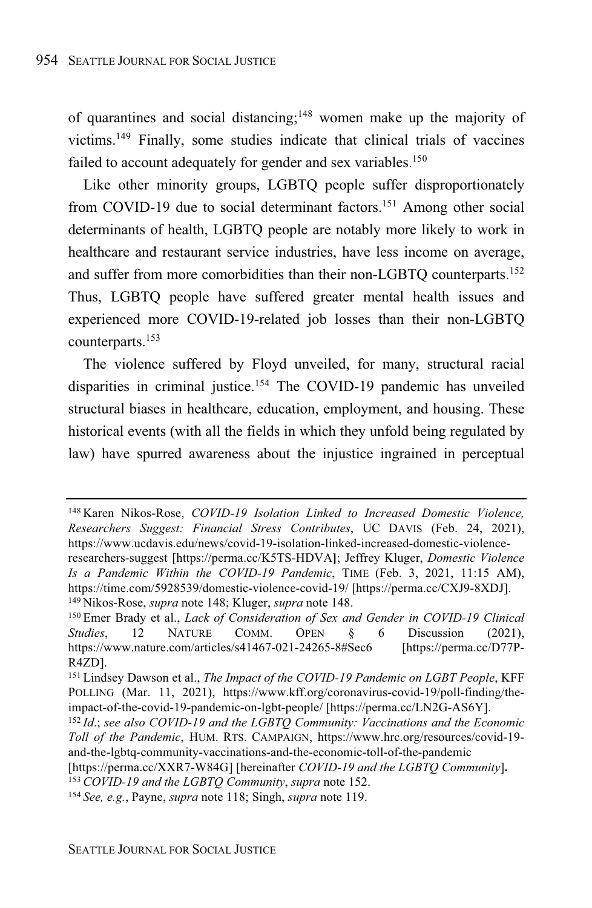of quarantines and social distancing;[148] women make up the majority of victims.[149] Finally, some studies indicate that clinical trials of vaccines failed to account adequately for gender and sex variables.[150]

Like other minority groups, LGBTQ people suffer disproportionately from COVID-19 due to social determinant factors.[151] Among other social determinants of health, LGBTQ people are notably more likely to work in healthcare and restaurant service industries, have less income on average, and suffer from more comorbidities than their non-LGBTQ counterparts.[152] Thus, LGBTQ people have suffered greater mental health issues and experienced more COVID-19-related job losses than their non-LGBTQ counterparts.[153]

The violence suffered by Floyd unveiled, for many, structural racial disparities in criminal justice.[154] The COVID-19 pandemic has unveiled structural biases in healthcare, education, employment, and housing. These historical events (with all the fields in which they unfold being regulated by law) have spurred awareness about the injustice ingrained in perceptual

---

[148] Karen Nikos-Rose, *COVID-19 Isolation Linked to Increased Domestic Violence, Researchers Suggest: Financial Stress Contributes*, UC DAVIS (Feb. 24, 2021), https://www.ucdavis.edu/news/covid-19-isolation-linked-increased-domestic-violence-researchers-suggest [https://perma.cc/K5TS-HDVA]; Jeffrey Kluger, *Domestic Violence Is a Pandemic Within the COVID-19 Pandemic*, TIME (Feb. 3, 2021, 11:15 AM), https://time.com/5928539/domestic-violence-covid-19/ [https://perma.cc/CXJ9-8XDJ].

[149] Nikos-Rose, *supra* note 148; Kluger, *supra* note 148.

[150] Emer Brady et al., *Lack of Consideration of Sex and Gender in COVID-19 Clinical Studies*, 12 NATURE COMM. OPEN § 6 Discussion (2021), https://www.nature.com/articles/s41467-021-24265-8#Sec6 [https://perma.cc/D77P-R4ZD].

[151] Lindsey Dawson et al., *The Impact of the COVID-19 Pandemic on LGBT People*, KFF POLLING (Mar. 11, 2021), https://www.kff.org/coronavirus-covid-19/poll-finding/the-impact-of-the-covid-19-pandemic-on-lgbt-people/ [https://perma.cc/LN2G-AS6Y].

[152] *Id.*; *see also COVID-19 and the LGBTQ Community: Vaccinations and the Economic Toll of the Pandemic*, HUM. RTS. CAMPAIGN, https://www.hrc.org/resources/covid-19-and-the-lgbtq-community-vaccinations-and-the-economic-toll-of-the-pandemic [https://perma.cc/XXR7-W84G] [hereinafter *COVID-19 and the LGBTQ Community*].

[153] *COVID-19 and the LGBTQ Community*, *supra* note 152.

[154] *See, e.g.*, Payne, *supra* note 118; Singh, *supra* note 119.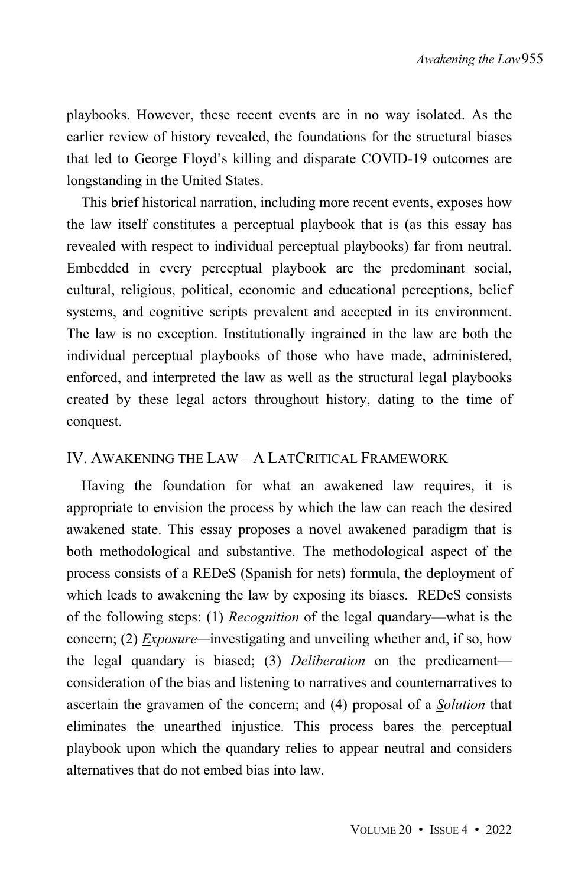playbooks. However, these recent events are in no way isolated. As the earlier review of history revealed, the foundations for the structural biases that led to George Floyd's killing and disparate COVID-19 outcomes are longstanding in the United States.

This brief historical narration, including more recent events, exposes how the law itself constitutes a perceptual playbook that is (as this essay has revealed with respect to individual perceptual playbooks) far from neutral. Embedded in every perceptual playbook are the predominant social, cultural, religious, political, economic and educational perceptions, belief systems, and cognitive scripts prevalent and accepted in its environment. The law is no exception. Institutionally ingrained in the law are both the individual perceptual playbooks of those who have made, administered, enforced, and interpreted the law as well as the structural legal playbooks created by these legal actors throughout history, dating to the time of conquest.

## IV. Awakening the Law – A LatCritical Framework

Having the foundation for what an awakened law requires, it is appropriate to envision the process by which the law can reach the desired awakened state. This essay proposes a novel awakened paradigm that is both methodological and substantive. The methodological aspect of the process consists of a REDeS (Spanish for nets) formula, the deployment of which leads to awakening the law by exposing its biases. REDeS consists of the following steps: (1) *Recognition* of the legal quandary—what is the concern; (2) *Exposure*—investigating and unveiling whether and, if so, how the legal quandary is biased; (3) *Deliberation* on the predicament—consideration of the bias and listening to narratives and counternarratives to ascertain the gravamen of the concern; and (4) proposal of a *Solution* that eliminates the unearthed injustice. This process bares the perceptual playbook upon which the quandary relies to appear neutral and considers alternatives that do not embed bias into law.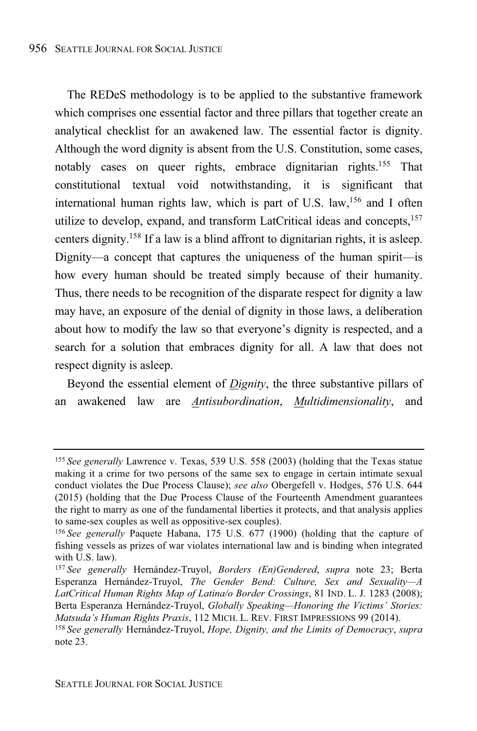The REDeS methodology is to be applied to the substantive framework which comprises one essential factor and three pillars that together create an analytical checklist for an awakened law. The essential factor is dignity. Although the word dignity is absent from the U.S. Constitution, some cases, notably cases on queer rights, embrace dignitarian rights.[155] That constitutional textual void notwithstanding, it is significant that international human rights law, which is part of U.S. law,[156] and I often utilize to develop, expand, and transform LatCritical ideas and concepts,[157] centers dignity.[158] If a law is a blind affront to dignitarian rights, it is asleep. Dignity—a concept that captures the uniqueness of the human spirit—is how every human should be treated simply because of their humanity. Thus, there needs to be recognition of the disparate respect for dignity a law may have, an exposure of the denial of dignity in those laws, a deliberation about how to modify the law so that everyone's dignity is respected, and a search for a solution that embraces dignity for all. A law that does not respect dignity is asleep.

Beyond the essential element of *<u>D</u>ignity*, the three substantive pillars of an awakened law are *<u>A</u>ntisubordination*, *<u>M</u>ultidimensionality*, and

---

[155] *See generally* Lawrence v. Texas, 539 U.S. 558 (2003) (holding that the Texas statue making it a crime for two persons of the same sex to engage in certain intimate sexual conduct violates the Due Process Clause); *see also* Obergefell v. Hodges, 576 U.S. 644 (2015) (holding that the Due Process Clause of the Fourteenth Amendment guarantees the right to marry as one of the fundamental liberties it protects, and that analysis applies to same-sex couples as well as oppositive-sex couples).

[156] *See generally* Paquete Habana, 175 U.S. 677 (1900) (holding that the capture of fishing vessels as prizes of war violates international law and is binding when integrated with U.S. law).

[157] *See generally* Hernández-Truyol, *Borders (En)Gendered*, *supra* note 23; Berta Esperanza Hernández-Truyol, *The Gender Bend: Culture, Sex and Sexuality—A LatCritical Human Rights Map of Latina/o Border Crossings*, 81 IND. L. J. 1283 (2008); Berta Esperanza Hernández-Truyol, *Globally Speaking—Honoring the Victims' Stories: Matsuda's Human Rights Praxis*, 112 MICH. L. REV. FIRST IMPRESSIONS 99 (2014).

[158] *See generally* Hernández-Truyol, *Hope, Dignity, and the Limits of Democracy*, *supra* note 23.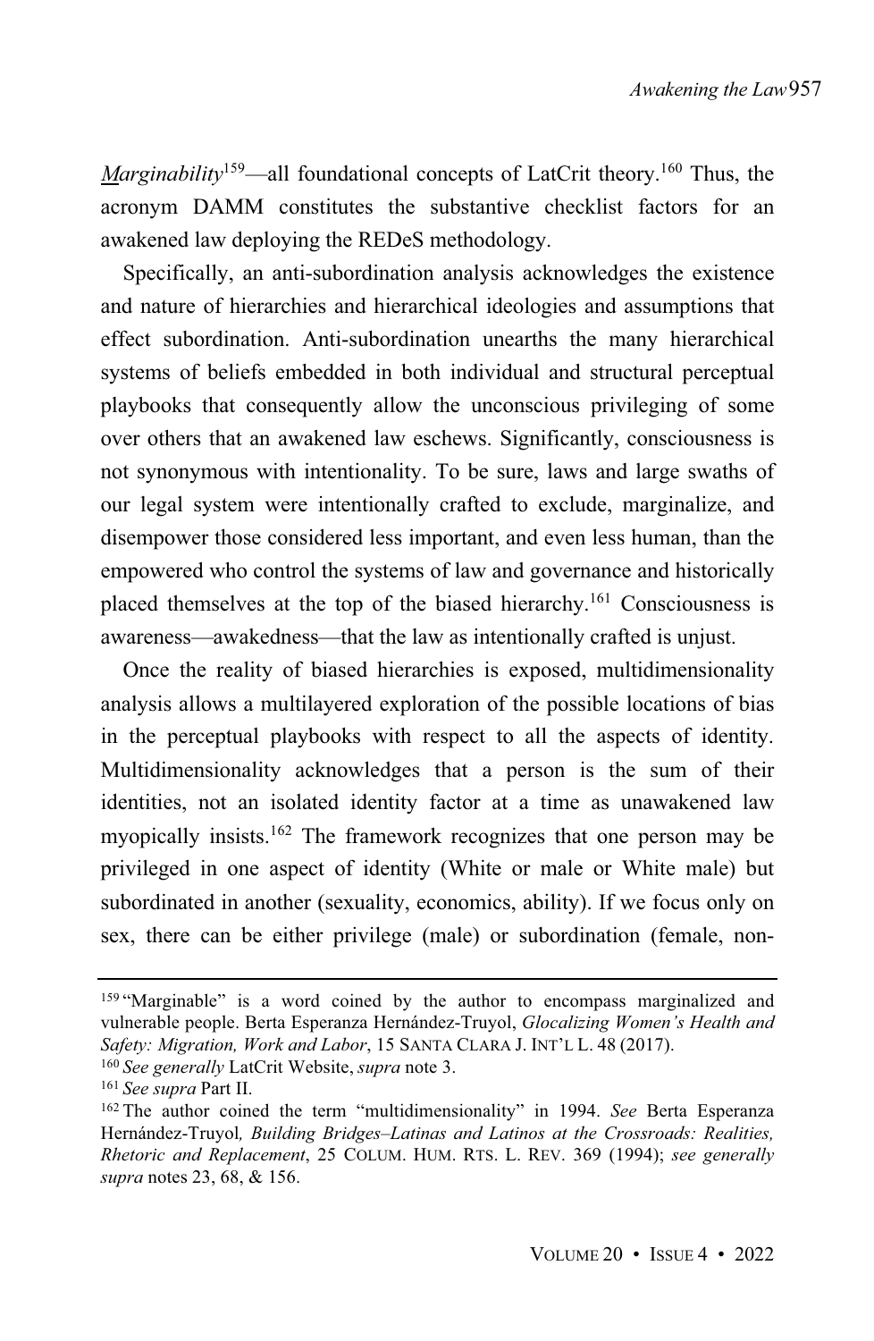*M*arginability[159]—all foundational concepts of LatCrit theory.[160] Thus, the acronym DAMM constitutes the substantive checklist factors for an awakened law deploying the REDeS methodology.

Specifically, an anti-subordination analysis acknowledges the existence and nature of hierarchies and hierarchical ideologies and assumptions that effect subordination. Anti-subordination unearths the many hierarchical systems of beliefs embedded in both individual and structural perceptual playbooks that consequently allow the unconscious privileging of some over others that an awakened law eschews. Significantly, consciousness is not synonymous with intentionality. To be sure, laws and large swaths of our legal system were intentionally crafted to exclude, marginalize, and disempower those considered less important, and even less human, than the empowered who control the systems of law and governance and historically placed themselves at the top of the biased hierarchy.[161] Consciousness is awareness—awakedness—that the law as intentionally crafted is unjust.

Once the reality of biased hierarchies is exposed, multidimensionality analysis allows a multilayered exploration of the possible locations of bias in the perceptual playbooks with respect to all the aspects of identity. Multidimensionality acknowledges that a person is the sum of their identities, not an isolated identity factor at a time as unawakened law myopically insists.[162] The framework recognizes that one person may be privileged in one aspect of identity (White or male or White male) but subordinated in another (sexuality, economics, ability). If we focus only on sex, there can be either privilege (male) or subordination (female, non-

---

[159] "Marginable" is a word coined by the author to encompass marginalized and vulnerable people. Berta Esperanza Hernández-Truyol, *Glocalizing Women's Health and Safety: Migration, Work and Labor*, 15 SANTA CLARA J. INT'L L. 48 (2017).

[160] *See generally* LatCrit Website, *supra* note 3.

[161] *See supra* Part II.

[162] The author coined the term "multidimensionality" in 1994. *See* Berta Esperanza Hernández-Truyol, *Building Bridges–Latinas and Latinos at the Crossroads: Realities, Rhetoric and Replacement*, 25 COLUM. HUM. RTS. L. REV. 369 (1994); *see generally supra* notes 23, 68, & 156.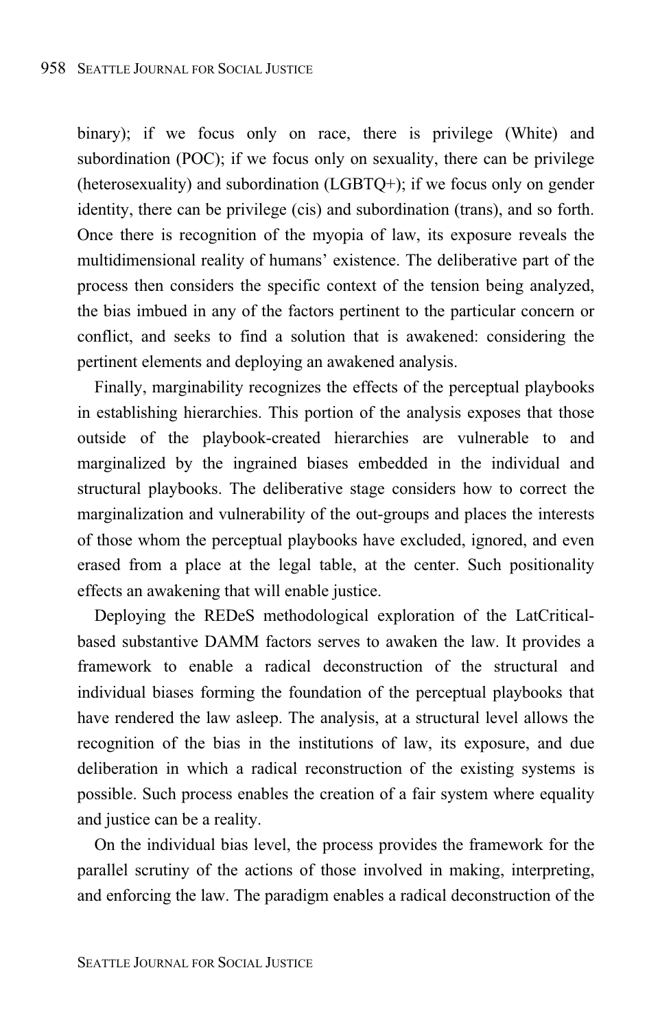binary); if we focus only on race, there is privilege (White) and subordination (POC); if we focus only on sexuality, there can be privilege (heterosexuality) and subordination (LGBTQ+); if we focus only on gender identity, there can be privilege (cis) and subordination (trans), and so forth. Once there is recognition of the myopia of law, its exposure reveals the multidimensional reality of humans' existence. The deliberative part of the process then considers the specific context of the tension being analyzed, the bias imbued in any of the factors pertinent to the particular concern or conflict, and seeks to find a solution that is awakened: considering the pertinent elements and deploying an awakened analysis.

Finally, marginability recognizes the effects of the perceptual playbooks in establishing hierarchies. This portion of the analysis exposes that those outside of the playbook-created hierarchies are vulnerable to and marginalized by the ingrained biases embedded in the individual and structural playbooks. The deliberative stage considers how to correct the marginalization and vulnerability of the out-groups and places the interests of those whom the perceptual playbooks have excluded, ignored, and even erased from a place at the legal table, at the center. Such positionality effects an awakening that will enable justice.

Deploying the REDeS methodological exploration of the LatCritical-based substantive DAMM factors serves to awaken the law. It provides a framework to enable a radical deconstruction of the structural and individual biases forming the foundation of the perceptual playbooks that have rendered the law asleep. The analysis, at a structural level allows the recognition of the bias in the institutions of law, its exposure, and due deliberation in which a radical reconstruction of the existing systems is possible. Such process enables the creation of a fair system where equality and justice can be a reality.

On the individual bias level, the process provides the framework for the parallel scrutiny of the actions of those involved in making, interpreting, and enforcing the law. The paradigm enables a radical deconstruction of the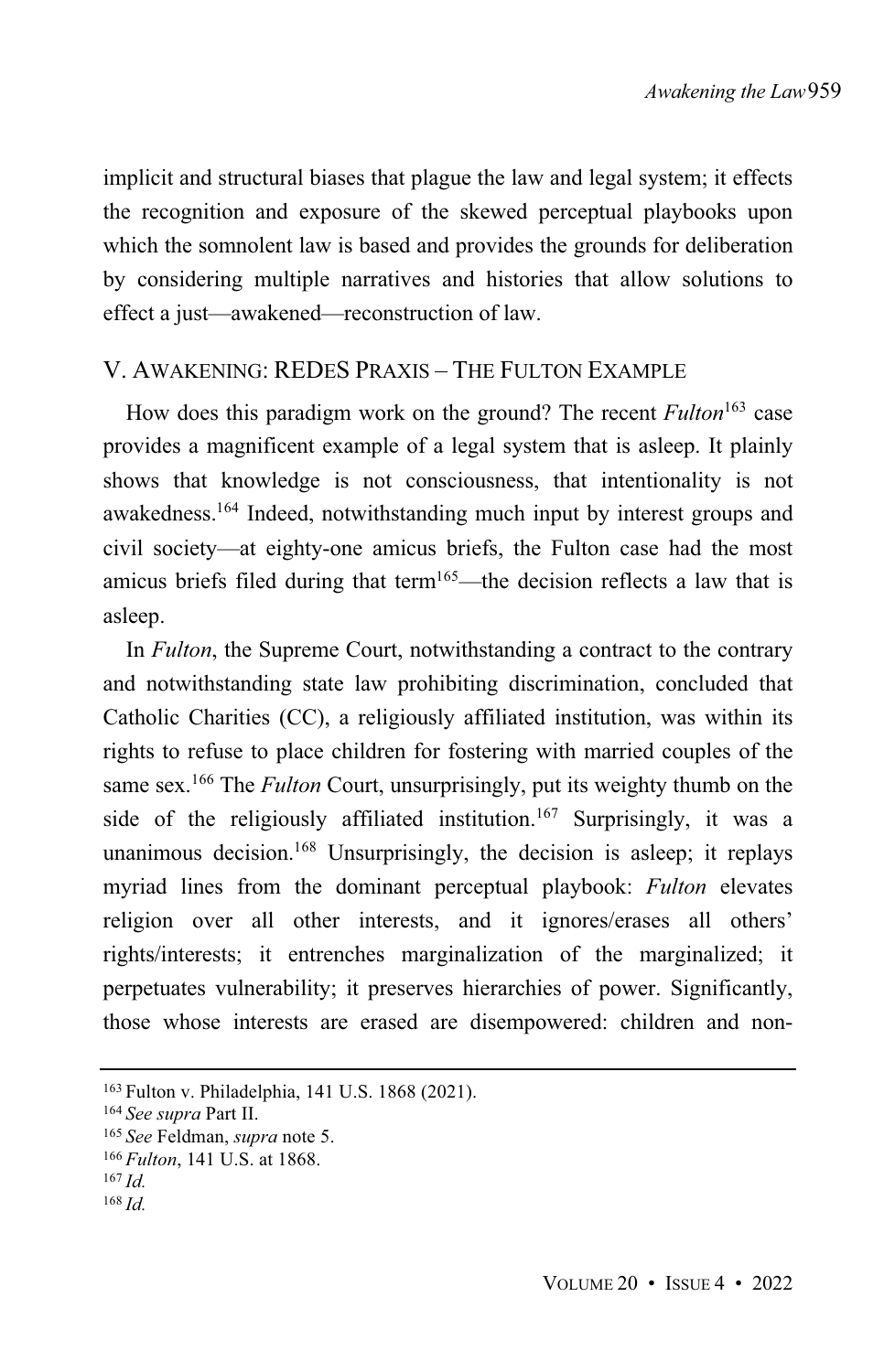implicit and structural biases that plague the law and legal system; it effects the recognition and exposure of the skewed perceptual playbooks upon which the somnolent law is based and provides the grounds for deliberation by considering multiple narratives and histories that allow solutions to effect a just—awakened—reconstruction of law.

## V. AWAKENING: REDES PRAXIS – THE FULTON EXAMPLE

How does this paradigm work on the ground? The recent *Fulton*[163] case provides a magnificent example of a legal system that is asleep. It plainly shows that knowledge is not consciousness, that intentionality is not awakedness.[164] Indeed, notwithstanding much input by interest groups and civil society—at eighty-one amicus briefs, the Fulton case had the most amicus briefs filed during that term[165]—the decision reflects a law that is asleep.

In *Fulton*, the Supreme Court, notwithstanding a contract to the contrary and notwithstanding state law prohibiting discrimination, concluded that Catholic Charities (CC), a religiously affiliated institution, was within its rights to refuse to place children for fostering with married couples of the same sex.[166] The *Fulton* Court, unsurprisingly, put its weighty thumb on the side of the religiously affiliated institution.[167] Surprisingly, it was a unanimous decision.[168] Unsurprisingly, the decision is asleep; it replays myriad lines from the dominant perceptual playbook: *Fulton* elevates religion over all other interests, and it ignores/erases all others' rights/interests; it entrenches marginalization of the marginalized; it perpetuates vulnerability; it preserves hierarchies of power. Significantly, those whose interests are erased are disempowered: children and non-

---

[163] Fulton v. Philadelphia, 141 U.S. 1868 (2021).

[164] *See supra* Part II.

[165] *See* Feldman, *supra* note 5.

[166] *Fulton*, 141 U.S. at 1868.

[167] *Id.*

[168] *Id.*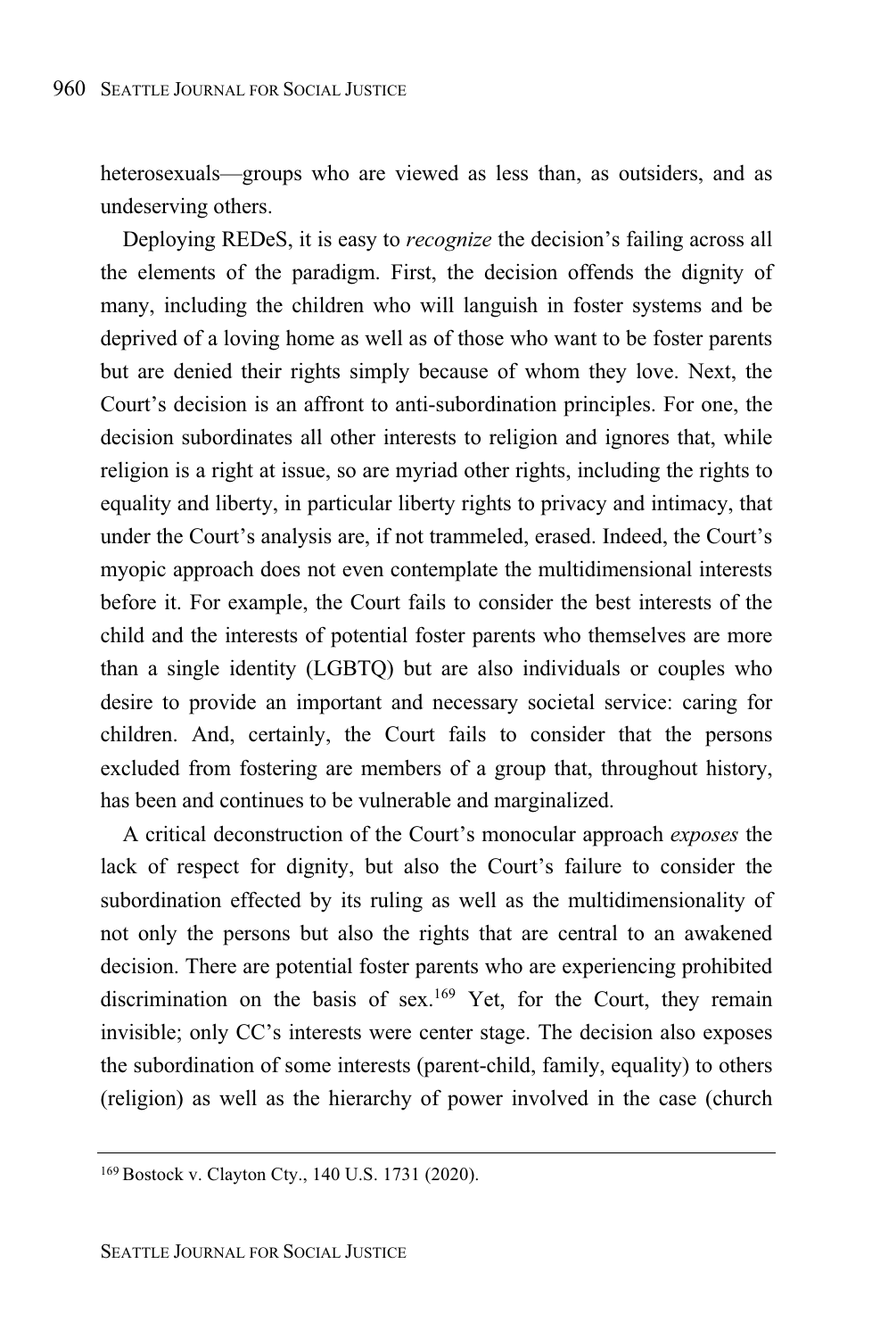heterosexuals—groups who are viewed as less than, as outsiders, and as undeserving others.

Deploying REDeS, it is easy to *recognize* the decision's failing across all the elements of the paradigm. First, the decision offends the dignity of many, including the children who will languish in foster systems and be deprived of a loving home as well as of those who want to be foster parents but are denied their rights simply because of whom they love. Next, the Court's decision is an affront to anti-subordination principles. For one, the decision subordinates all other interests to religion and ignores that, while religion is a right at issue, so are myriad other rights, including the rights to equality and liberty, in particular liberty rights to privacy and intimacy, that under the Court's analysis are, if not trammeled, erased. Indeed, the Court's myopic approach does not even contemplate the multidimensional interests before it. For example, the Court fails to consider the best interests of the child and the interests of potential foster parents who themselves are more than a single identity (LGBTQ) but are also individuals or couples who desire to provide an important and necessary societal service: caring for children. And, certainly, the Court fails to consider that the persons excluded from fostering are members of a group that, throughout history, has been and continues to be vulnerable and marginalized.

A critical deconstruction of the Court's monocular approach *exposes* the lack of respect for dignity, but also the Court's failure to consider the subordination effected by its ruling as well as the multidimensionality of not only the persons but also the rights that are central to an awakened decision. There are potential foster parents who are experiencing prohibited discrimination on the basis of sex.[169] Yet, for the Court, they remain invisible; only CC's interests were center stage. The decision also exposes the subordination of some interests (parent-child, family, equality) to others (religion) as well as the hierarchy of power involved in the case (church

[169] Bostock v. Clayton Cty., 140 U.S. 1731 (2020).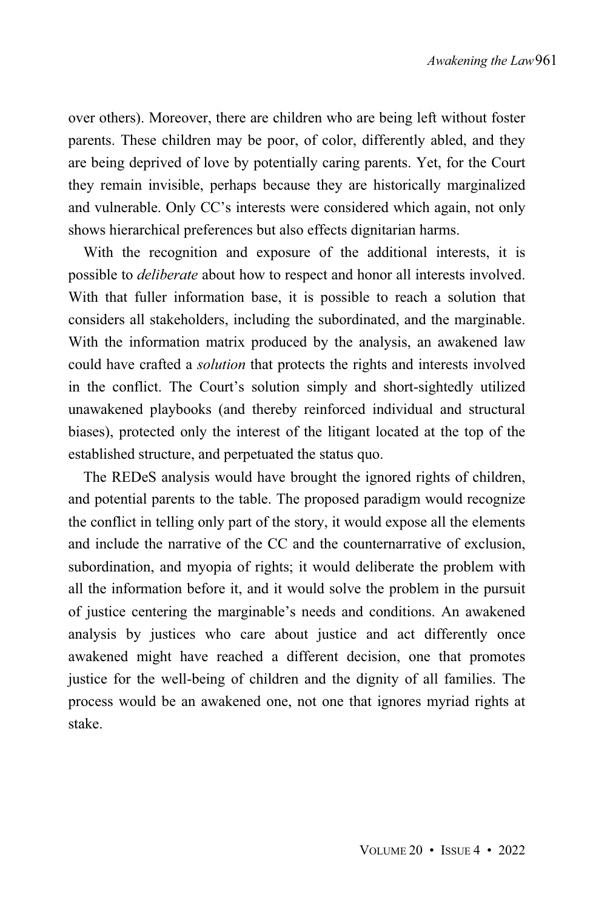over others). Moreover, there are children who are being left without foster parents. These children may be poor, of color, differently abled, and they are being deprived of love by potentially caring parents. Yet, for the Court they remain invisible, perhaps because they are historically marginalized and vulnerable. Only CC's interests were considered which again, not only shows hierarchical preferences but also effects dignitarian harms.

With the recognition and exposure of the additional interests, it is possible to *deliberate* about how to respect and honor all interests involved. With that fuller information base, it is possible to reach a solution that considers all stakeholders, including the subordinated, and the marginable. With the information matrix produced by the analysis, an awakened law could have crafted a *solution* that protects the rights and interests involved in the conflict. The Court's solution simply and short-sightedly utilized unawakened playbooks (and thereby reinforced individual and structural biases), protected only the interest of the litigant located at the top of the established structure, and perpetuated the status quo.

The REDeS analysis would have brought the ignored rights of children, and potential parents to the table. The proposed paradigm would recognize the conflict in telling only part of the story, it would expose all the elements and include the narrative of the CC and the counternarrative of exclusion, subordination, and myopia of rights; it would deliberate the problem with all the information before it, and it would solve the problem in the pursuit of justice centering the marginable's needs and conditions. An awakened analysis by justices who care about justice and act differently once awakened might have reached a different decision, one that promotes justice for the well-being of children and the dignity of all families. The process would be an awakened one, not one that ignores myriad rights at stake.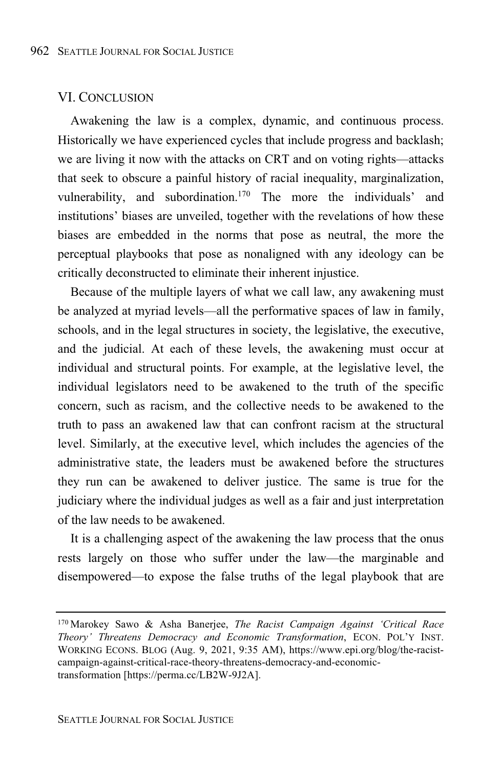## VI. CONCLUSION

Awakening the law is a complex, dynamic, and continuous process. Historically we have experienced cycles that include progress and backlash; we are living it now with the attacks on CRT and on voting rights—attacks that seek to obscure a painful history of racial inequality, marginalization, vulnerability, and subordination.[170] The more the individuals' and institutions' biases are unveiled, together with the revelations of how these biases are embedded in the norms that pose as neutral, the more the perceptual playbooks that pose as nonaligned with any ideology can be critically deconstructed to eliminate their inherent injustice.

Because of the multiple layers of what we call law, any awakening must be analyzed at myriad levels—all the performative spaces of law in family, schools, and in the legal structures in society, the legislative, the executive, and the judicial. At each of these levels, the awakening must occur at individual and structural points. For example, at the legislative level, the individual legislators need to be awakened to the truth of the specific concern, such as racism, and the collective needs to be awakened to the truth to pass an awakened law that can confront racism at the structural level. Similarly, at the executive level, which includes the agencies of the administrative state, the leaders must be awakened before the structures they run can be awakened to deliver justice. The same is true for the judiciary where the individual judges as well as a fair and just interpretation of the law needs to be awakened.

It is a challenging aspect of the awakening the law process that the onus rests largely on those who suffer under the law—the marginable and disempowered—to expose the false truths of the legal playbook that are

---

[170] Marokey Sawo & Asha Banerjee, *The Racist Campaign Against 'Critical Race Theory' Threatens Democracy and Economic Transformation*, ECON. POL'Y INST. WORKING ECONS. BLOG (Aug. 9, 2021, 9:35 AM), https://www.epi.org/blog/the-racist-campaign-against-critical-race-theory-threatens-democracy-and-economic-transformation [https://perma.cc/LB2W-9J2A].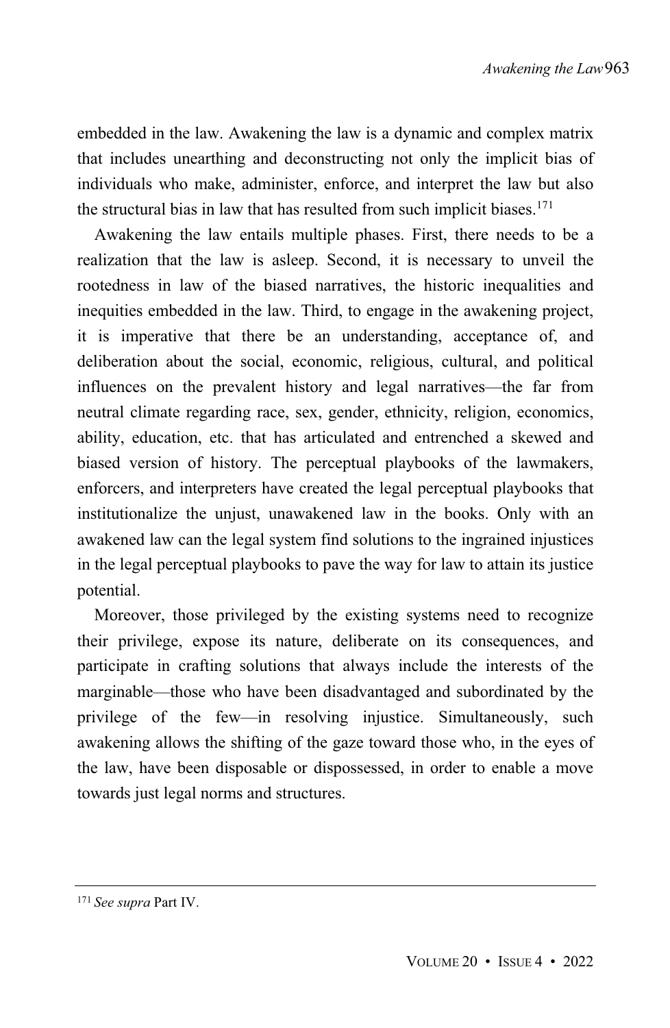embedded in the law. Awakening the law is a dynamic and complex matrix that includes unearthing and deconstructing not only the implicit bias of individuals who make, administer, enforce, and interpret the law but also the structural bias in law that has resulted from such implicit biases.[171]

Awakening the law entails multiple phases. First, there needs to be a realization that the law is asleep. Second, it is necessary to unveil the rootedness in law of the biased narratives, the historic inequalities and inequities embedded in the law. Third, to engage in the awakening project, it is imperative that there be an understanding, acceptance of, and deliberation about the social, economic, religious, cultural, and political influences on the prevalent history and legal narratives—the far from neutral climate regarding race, sex, gender, ethnicity, religion, economics, ability, education, etc. that has articulated and entrenched a skewed and biased version of history. The perceptual playbooks of the lawmakers, enforcers, and interpreters have created the legal perceptual playbooks that institutionalize the unjust, unawakened law in the books. Only with an awakened law can the legal system find solutions to the ingrained injustices in the legal perceptual playbooks to pave the way for law to attain its justice potential.

Moreover, those privileged by the existing systems need to recognize their privilege, expose its nature, deliberate on its consequences, and participate in crafting solutions that always include the interests of the marginable—those who have been disadvantaged and subordinated by the privilege of the few—in resolving injustice. Simultaneously, such awakening allows the shifting of the gaze toward those who, in the eyes of the law, have been disposable or dispossessed, in order to enable a move towards just legal norms and structures.

---

[171] *See supra* Part IV.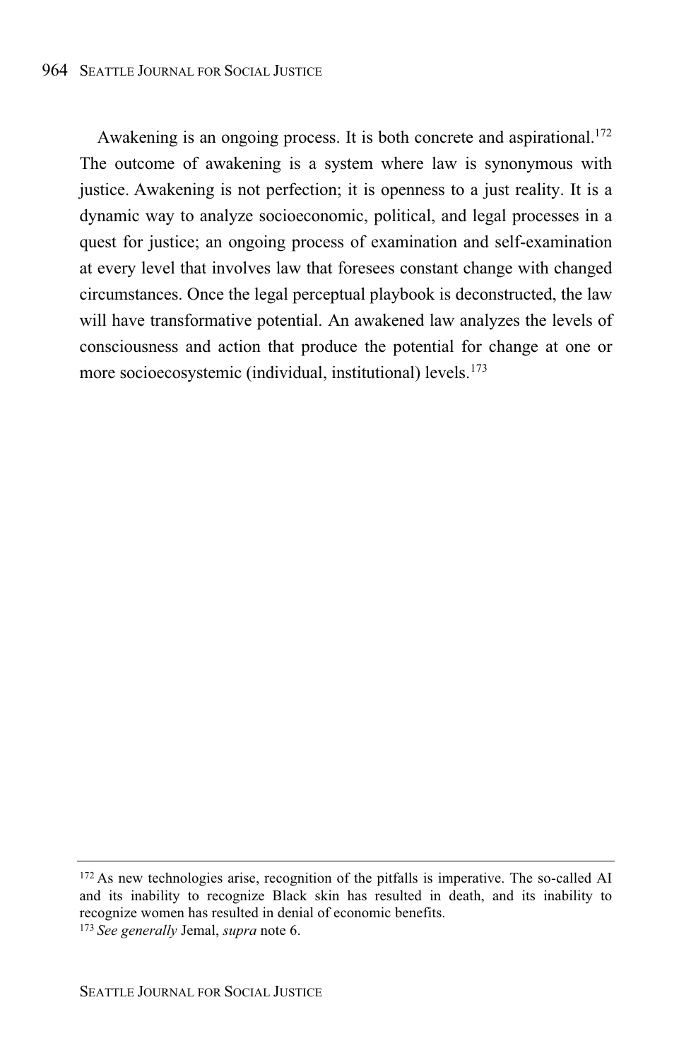Awakening is an ongoing process. It is both concrete and aspirational.[172] The outcome of awakening is a system where law is synonymous with justice. Awakening is not perfection; it is openness to a just reality. It is a dynamic way to analyze socioeconomic, political, and legal processes in a quest for justice; an ongoing process of examination and self-examination at every level that involves law that foresees constant change with changed circumstances. Once the legal perceptual playbook is deconstructed, the law will have transformative potential. An awakened law analyzes the levels of consciousness and action that produce the potential for change at one or more socioecosystemic (individual, institutional) levels.[173]

---

[172] As new technologies arise, recognition of the pitfalls is imperative. The so-called AI and its inability to recognize Black skin has resulted in death, and its inability to recognize women has resulted in denial of economic benefits.

[173] *See generally* Jemal, *supra* note 6.